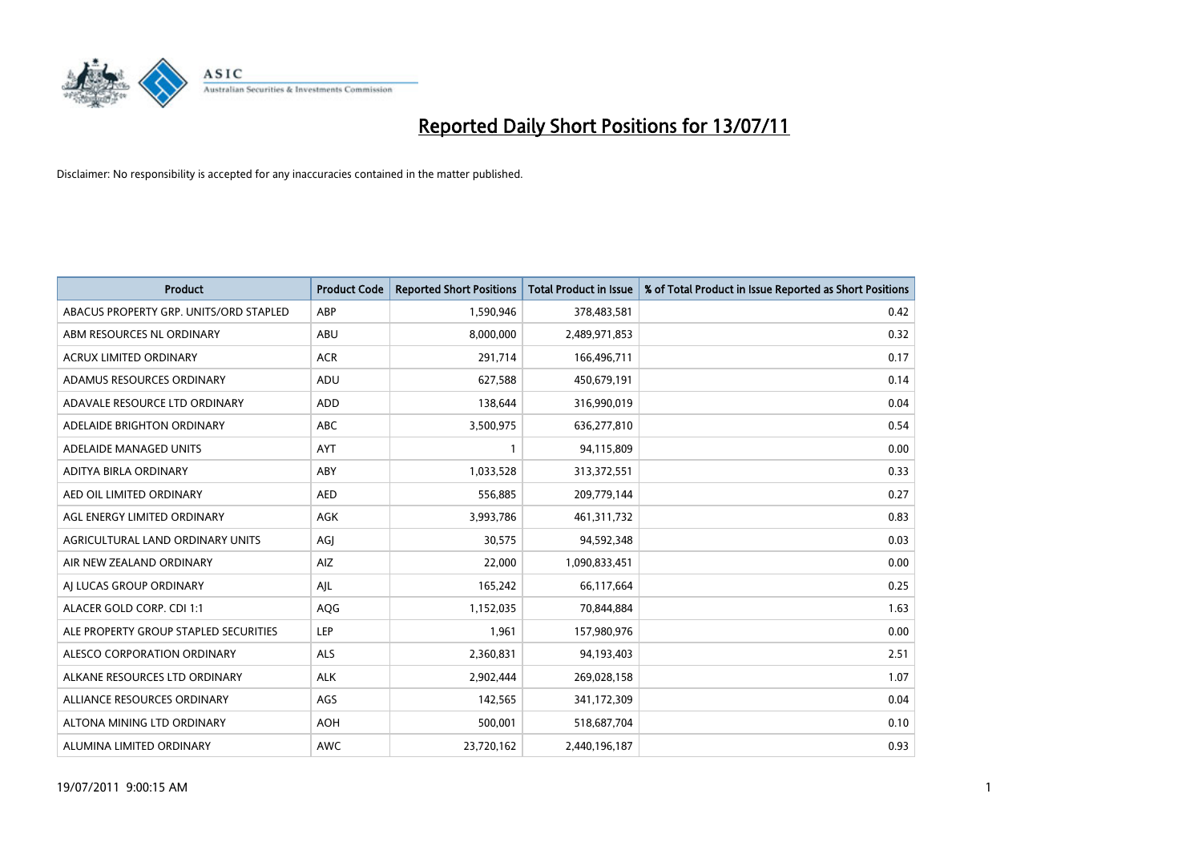# Reported Daily Short Positions for 13/07/11

Disclaimer: No responsibility is accepted for any inaccuracies contained in the matter published.

| Product | Product Code | Reported Short Positions | Total Product in Issue | % of Total Product in Issue Reported as Short Positions |
|---|---|---|---|---|
| ABACUS PROPERTY GRP. UNITS/ORD STAPLED | ABP | 1,590,946 | 378,483,581 | 0.42 |
| ABM RESOURCES NL ORDINARY | ABU | 8,000,000 | 2,489,971,853 | 0.32 |
| ACRUX LIMITED ORDINARY | ACR | 291,714 | 166,496,711 | 0.17 |
| ADAMUS RESOURCES ORDINARY | ADU | 627,588 | 450,679,191 | 0.14 |
| ADAVALE RESOURCE LTD ORDINARY | ADD | 138,644 | 316,990,019 | 0.04 |
| ADELAIDE BRIGHTON ORDINARY | ABC | 3,500,975 | 636,277,810 | 0.54 |
| ADELAIDE MANAGED UNITS | AYT | 1 | 94,115,809 | 0.00 |
| ADITYA BIRLA ORDINARY | ABY | 1,033,528 | 313,372,551 | 0.33 |
| AED OIL LIMITED ORDINARY | AED | 556,885 | 209,779,144 | 0.27 |
| AGL ENERGY LIMITED ORDINARY | AGK | 3,993,786 | 461,311,732 | 0.83 |
| AGRICULTURAL LAND ORDINARY UNITS | AGJ | 30,575 | 94,592,348 | 0.03 |
| AIR NEW ZEALAND ORDINARY | AIZ | 22,000 | 1,090,833,451 | 0.00 |
| AJ LUCAS GROUP ORDINARY | AJL | 165,242 | 66,117,664 | 0.25 |
| ALACER GOLD CORP. CDI 1:1 | AQG | 1,152,035 | 70,844,884 | 1.63 |
| ALE PROPERTY GROUP STAPLED SECURITIES | LEP | 1,961 | 157,980,976 | 0.00 |
| ALESCO CORPORATION ORDINARY | ALS | 2,360,831 | 94,193,403 | 2.51 |
| ALKANE RESOURCES LTD ORDINARY | ALK | 2,902,444 | 269,028,158 | 1.07 |
| ALLIANCE RESOURCES ORDINARY | AGS | 142,565 | 341,172,309 | 0.04 |
| ALTONA MINING LTD ORDINARY | AOH | 500,001 | 518,687,704 | 0.10 |
| ALUMINA LIMITED ORDINARY | AWC | 23,720,162 | 2,440,196,187 | 0.93 |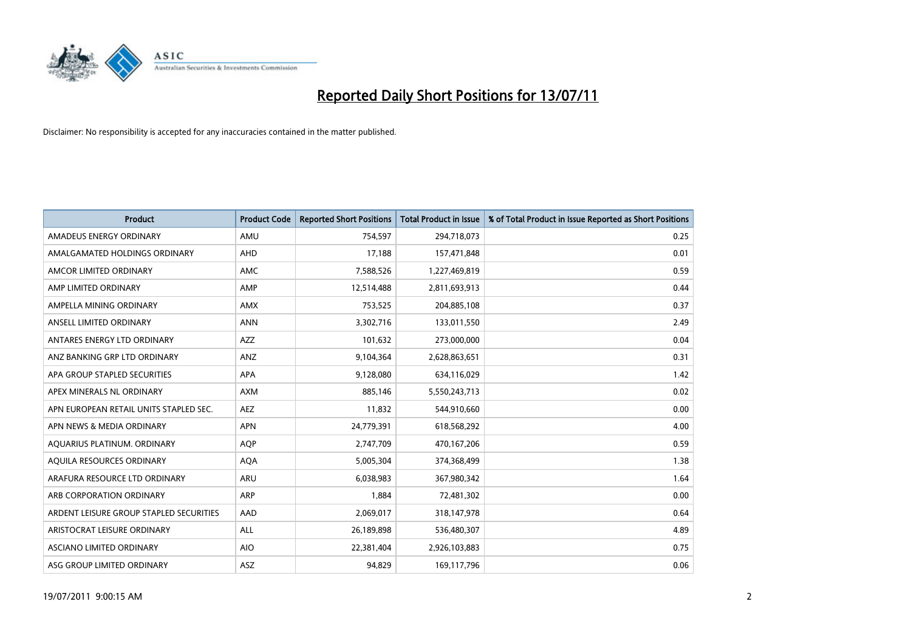# Reported Daily Short Positions for 13/07/11

Disclaimer: No responsibility is accepted for any inaccuracies contained in the matter published.

| Product | Product Code | Reported Short Positions | Total Product in Issue | % of Total Product in Issue Reported as Short Positions |
|---|---|---|---|---|
| AMADEUS ENERGY ORDINARY | AMU | 754,597 | 294,718,073 | 0.25 |
| AMALGAMATED HOLDINGS ORDINARY | AHD | 17,188 | 157,471,848 | 0.01 |
| AMCOR LIMITED ORDINARY | AMC | 7,588,526 | 1,227,469,819 | 0.59 |
| AMP LIMITED ORDINARY | AMP | 12,514,488 | 2,811,693,913 | 0.44 |
| AMPELLA MINING ORDINARY | AMX | 753,525 | 204,885,108 | 0.37 |
| ANSELL LIMITED ORDINARY | ANN | 3,302,716 | 133,011,550 | 2.49 |
| ANTARES ENERGY LTD ORDINARY | AZZ | 101,632 | 273,000,000 | 0.04 |
| ANZ BANKING GRP LTD ORDINARY | ANZ | 9,104,364 | 2,628,863,651 | 0.31 |
| APA GROUP STAPLED SECURITIES | APA | 9,128,080 | 634,116,029 | 1.42 |
| APEX MINERALS NL ORDINARY | AXM | 885,146 | 5,550,243,713 | 0.02 |
| APN EUROPEAN RETAIL UNITS STAPLED SEC. | AEZ | 11,832 | 544,910,660 | 0.00 |
| APN NEWS & MEDIA ORDINARY | APN | 24,779,391 | 618,568,292 | 4.00 |
| AQUARIUS PLATINUM. ORDINARY | AQP | 2,747,709 | 470,167,206 | 0.59 |
| AQUILA RESOURCES ORDINARY | AQA | 5,005,304 | 374,368,499 | 1.38 |
| ARAFURA RESOURCE LTD ORDINARY | ARU | 6,038,983 | 367,980,342 | 1.64 |
| ARB CORPORATION ORDINARY | ARP | 1,884 | 72,481,302 | 0.00 |
| ARDENT LEISURE GROUP STAPLED SECURITIES | AAD | 2,069,017 | 318,147,978 | 0.64 |
| ARISTOCRAT LEISURE ORDINARY | ALL | 26,189,898 | 536,480,307 | 4.89 |
| ASCIANO LIMITED ORDINARY | AIO | 22,381,404 | 2,926,103,883 | 0.75 |
| ASG GROUP LIMITED ORDINARY | ASZ | 94,829 | 169,117,796 | 0.06 |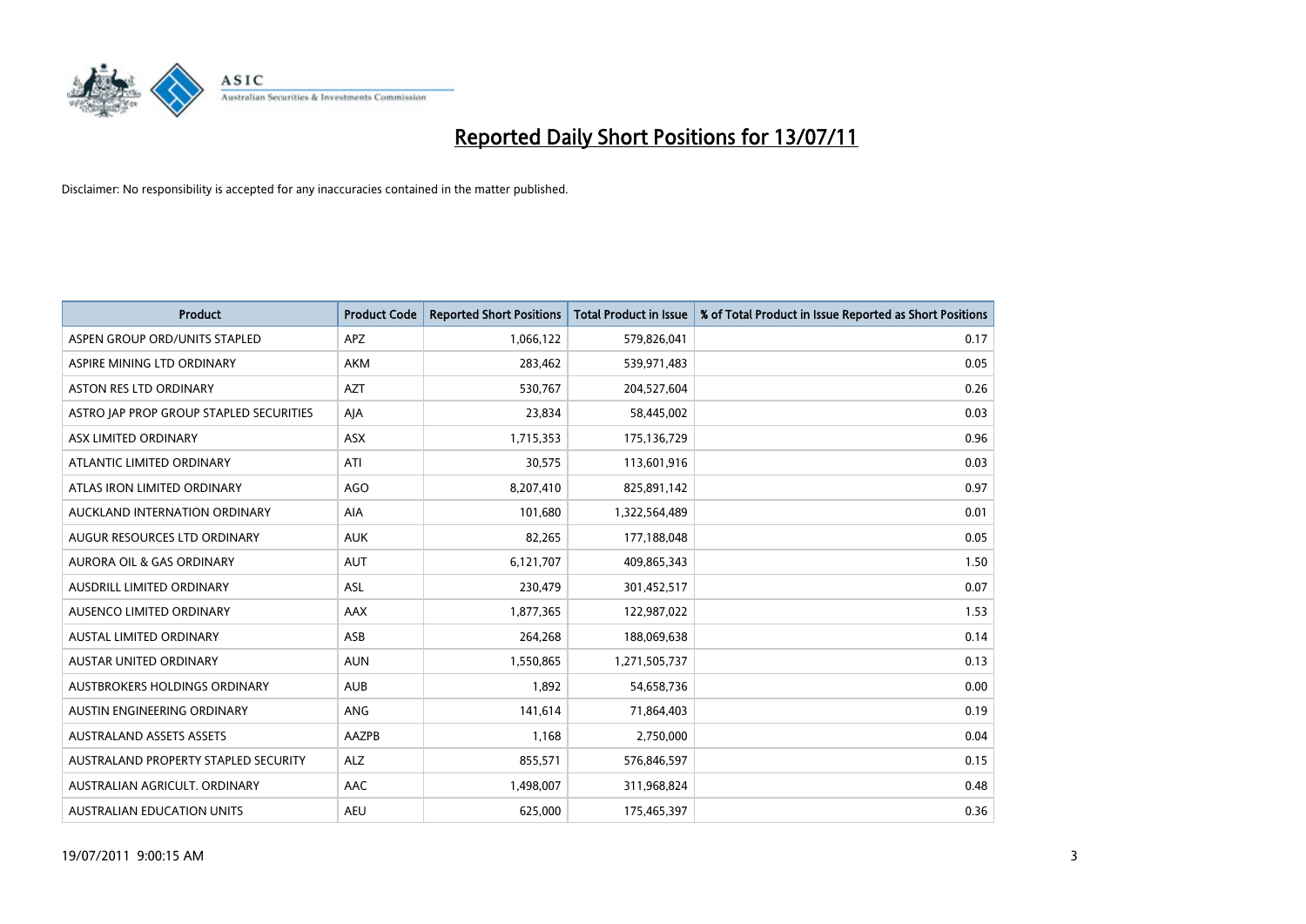# Reported Daily Short Positions for 13/07/11

Disclaimer: No responsibility is accepted for any inaccuracies contained in the matter published.

| Product | Product Code | Reported Short Positions | Total Product in Issue | % of Total Product in Issue Reported as Short Positions |
|---|---|---|---|---|
| ASPEN GROUP ORD/UNITS STAPLED | APZ | 1,066,122 | 579,826,041 | 0.17 |
| ASPIRE MINING LTD ORDINARY | AKM | 283,462 | 539,971,483 | 0.05 |
| ASTON RES LTD ORDINARY | AZT | 530,767 | 204,527,604 | 0.26 |
| ASTRO JAP PROP GROUP STAPLED SECURITIES | AJA | 23,834 | 58,445,002 | 0.03 |
| ASX LIMITED ORDINARY | ASX | 1,715,353 | 175,136,729 | 0.96 |
| ATLANTIC LIMITED ORDINARY | ATI | 30,575 | 113,601,916 | 0.03 |
| ATLAS IRON LIMITED ORDINARY | AGO | 8,207,410 | 825,891,142 | 0.97 |
| AUCKLAND INTERNATION ORDINARY | AIA | 101,680 | 1,322,564,489 | 0.01 |
| AUGUR RESOURCES LTD ORDINARY | AUK | 82,265 | 177,188,048 | 0.05 |
| AURORA OIL & GAS ORDINARY | AUT | 6,121,707 | 409,865,343 | 1.50 |
| AUSDRILL LIMITED ORDINARY | ASL | 230,479 | 301,452,517 | 0.07 |
| AUSENCO LIMITED ORDINARY | AAX | 1,877,365 | 122,987,022 | 1.53 |
| AUSTAL LIMITED ORDINARY | ASB | 264,268 | 188,069,638 | 0.14 |
| AUSTAR UNITED ORDINARY | AUN | 1,550,865 | 1,271,505,737 | 0.13 |
| AUSTBROKERS HOLDINGS ORDINARY | AUB | 1,892 | 54,658,736 | 0.00 |
| AUSTIN ENGINEERING ORDINARY | ANG | 141,614 | 71,864,403 | 0.19 |
| AUSTRALAND ASSETS ASSETS | AAZPB | 1,168 | 2,750,000 | 0.04 |
| AUSTRALAND PROPERTY STAPLED SECURITY | ALZ | 855,571 | 576,846,597 | 0.15 |
| AUSTRALIAN AGRICULT. ORDINARY | AAC | 1,498,007 | 311,968,824 | 0.48 |
| AUSTRALIAN EDUCATION UNITS | AEU | 625,000 | 175,465,397 | 0.36 |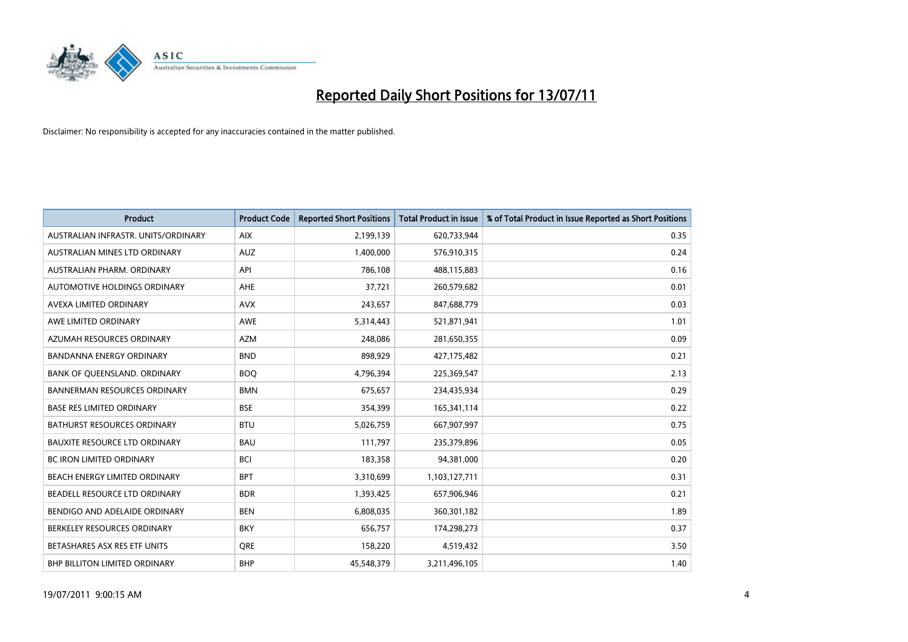# Reported Daily Short Positions for 13/07/11

Disclaimer: No responsibility is accepted for any inaccuracies contained in the matter published.

| Product | Product Code | Reported Short Positions | Total Product in Issue | % of Total Product in Issue Reported as Short Positions |
|---|---|---|---|---|
| AUSTRALIAN INFRASTR. UNITS/ORDINARY | AIX | 2,199,139 | 620,733,944 | 0.35 |
| AUSTRALIAN MINES LTD ORDINARY | AUZ | 1,400,000 | 576,910,315 | 0.24 |
| AUSTRALIAN PHARM. ORDINARY | API | 786,108 | 488,115,883 | 0.16 |
| AUTOMOTIVE HOLDINGS ORDINARY | AHE | 37,721 | 260,579,682 | 0.01 |
| AVEXA LIMITED ORDINARY | AVX | 243,657 | 847,688,779 | 0.03 |
| AWE LIMITED ORDINARY | AWE | 5,314,443 | 521,871,941 | 1.01 |
| AZUMAH RESOURCES ORDINARY | AZM | 248,086 | 281,650,355 | 0.09 |
| BANDANNA ENERGY ORDINARY | BND | 898,929 | 427,175,482 | 0.21 |
| BANK OF QUEENSLAND. ORDINARY | BOQ | 4,796,394 | 225,369,547 | 2.13 |
| BANNERMAN RESOURCES ORDINARY | BMN | 675,657 | 234,435,934 | 0.29 |
| BASE RES LIMITED ORDINARY | BSE | 354,399 | 165,341,114 | 0.22 |
| BATHURST RESOURCES ORDINARY | BTU | 5,026,759 | 667,907,997 | 0.75 |
| BAUXITE RESOURCE LTD ORDINARY | BAU | 111,797 | 235,379,896 | 0.05 |
| BC IRON LIMITED ORDINARY | BCI | 183,358 | 94,381,000 | 0.20 |
| BEACH ENERGY LIMITED ORDINARY | BPT | 3,310,699 | 1,103,127,711 | 0.31 |
| BEADELL RESOURCE LTD ORDINARY | BDR | 1,393,425 | 657,906,946 | 0.21 |
| BENDIGO AND ADELAIDE ORDINARY | BEN | 6,808,035 | 360,301,182 | 1.89 |
| BERKELEY RESOURCES ORDINARY | BKY | 656,757 | 174,298,273 | 0.37 |
| BETASHARES ASX RES ETF UNITS | QRE | 158,220 | 4,519,432 | 3.50 |
| BHP BILLITON LIMITED ORDINARY | BHP | 45,548,379 | 3,211,496,105 | 1.40 |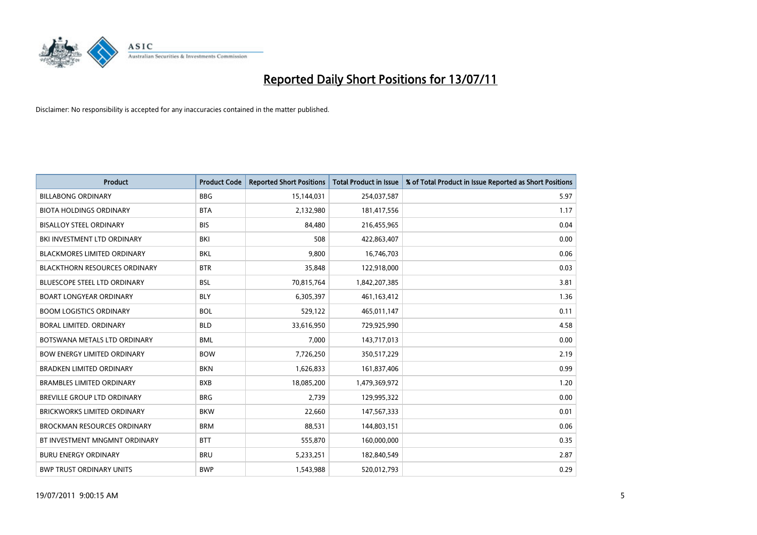# Reported Daily Short Positions for 13/07/11

Disclaimer: No responsibility is accepted for any inaccuracies contained in the matter published.

| Product | Product Code | Reported Short Positions | Total Product in Issue | % of Total Product in Issue Reported as Short Positions |
|---|---|---|---|---|
| BILLABONG ORDINARY | BBG | 15,144,031 | 254,037,587 | 5.97 |
| BIOTA HOLDINGS ORDINARY | BTA | 2,132,980 | 181,417,556 | 1.17 |
| BISALLOY STEEL ORDINARY | BIS | 84,480 | 216,455,965 | 0.04 |
| BKI INVESTMENT LTD ORDINARY | BKI | 508 | 422,863,407 | 0.00 |
| BLACKMORES LIMITED ORDINARY | BKL | 9,800 | 16,746,703 | 0.06 |
| BLACKTHORN RESOURCES ORDINARY | BTR | 35,848 | 122,918,000 | 0.03 |
| BLUESCOPE STEEL LTD ORDINARY | BSL | 70,815,764 | 1,842,207,385 | 3.81 |
| BOART LONGYEAR ORDINARY | BLY | 6,305,397 | 461,163,412 | 1.36 |
| BOOM LOGISTICS ORDINARY | BOL | 529,122 | 465,011,147 | 0.11 |
| BORAL LIMITED. ORDINARY | BLD | 33,616,950 | 729,925,990 | 4.58 |
| BOTSWANA METALS LTD ORDINARY | BML | 7,000 | 143,717,013 | 0.00 |
| BOW ENERGY LIMITED ORDINARY | BOW | 7,726,250 | 350,517,229 | 2.19 |
| BRADKEN LIMITED ORDINARY | BKN | 1,626,833 | 161,837,406 | 0.99 |
| BRAMBLES LIMITED ORDINARY | BXB | 18,085,200 | 1,479,369,972 | 1.20 |
| BREVILLE GROUP LTD ORDINARY | BRG | 2,739 | 129,995,322 | 0.00 |
| BRICKWORKS LIMITED ORDINARY | BKW | 22,660 | 147,567,333 | 0.01 |
| BROCKMAN RESOURCES ORDINARY | BRM | 88,531 | 144,803,151 | 0.06 |
| BT INVESTMENT MNGMNT ORDINARY | BTT | 555,870 | 160,000,000 | 0.35 |
| BURU ENERGY ORDINARY | BRU | 5,233,251 | 182,840,549 | 2.87 |
| BWP TRUST ORDINARY UNITS | BWP | 1,543,988 | 520,012,793 | 0.29 |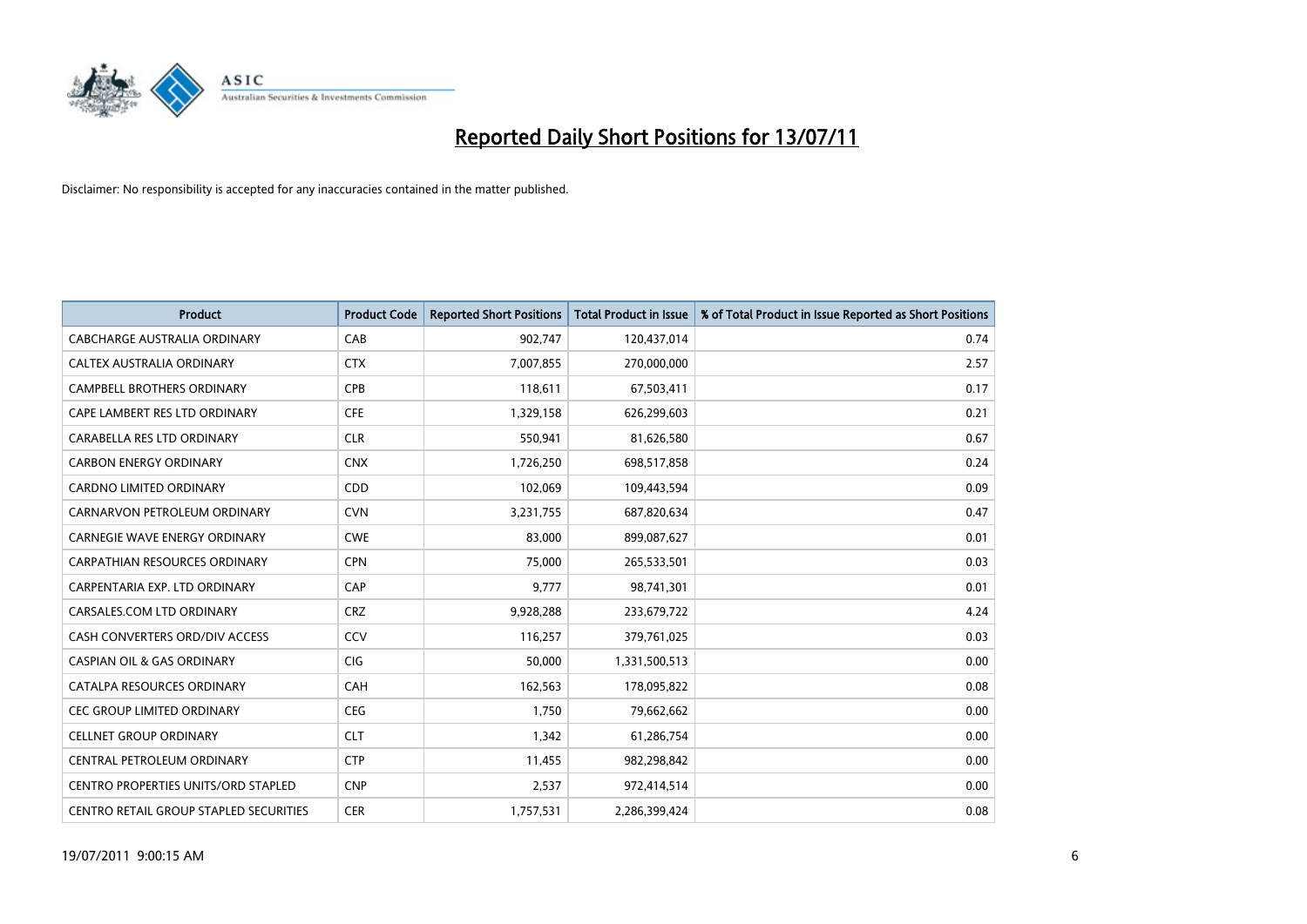# Reported Daily Short Positions for 13/07/11

Disclaimer: No responsibility is accepted for any inaccuracies contained in the matter published.

| Product | Product Code | Reported Short Positions | Total Product in Issue | % of Total Product in Issue Reported as Short Positions |
|---|---|---|---|---|
| CABCHARGE AUSTRALIA ORDINARY | CAB | 902,747 | 120,437,014 | 0.74 |
| CALTEX AUSTRALIA ORDINARY | CTX | 7,007,855 | 270,000,000 | 2.57 |
| CAMPBELL BROTHERS ORDINARY | CPB | 118,611 | 67,503,411 | 0.17 |
| CAPE LAMBERT RES LTD ORDINARY | CFE | 1,329,158 | 626,299,603 | 0.21 |
| CARABELLA RES LTD ORDINARY | CLR | 550,941 | 81,626,580 | 0.67 |
| CARBON ENERGY ORDINARY | CNX | 1,726,250 | 698,517,858 | 0.24 |
| CARDNO LIMITED ORDINARY | CDD | 102,069 | 109,443,594 | 0.09 |
| CARNARVON PETROLEUM ORDINARY | CVN | 3,231,755 | 687,820,634 | 0.47 |
| CARNEGIE WAVE ENERGY ORDINARY | CWE | 83,000 | 899,087,627 | 0.01 |
| CARPATHIAN RESOURCES ORDINARY | CPN | 75,000 | 265,533,501 | 0.03 |
| CARPENTARIA EXP. LTD ORDINARY | CAP | 9,777 | 98,741,301 | 0.01 |
| CARSALES.COM LTD ORDINARY | CRZ | 9,928,288 | 233,679,722 | 4.24 |
| CASH CONVERTERS ORD/DIV ACCESS | CCV | 116,257 | 379,761,025 | 0.03 |
| CASPIAN OIL & GAS ORDINARY | CIG | 50,000 | 1,331,500,513 | 0.00 |
| CATALPA RESOURCES ORDINARY | CAH | 162,563 | 178,095,822 | 0.08 |
| CEC GROUP LIMITED ORDINARY | CEG | 1,750 | 79,662,662 | 0.00 |
| CELLNET GROUP ORDINARY | CLT | 1,342 | 61,286,754 | 0.00 |
| CENTRAL PETROLEUM ORDINARY | CTP | 11,455 | 982,298,842 | 0.00 |
| CENTRO PROPERTIES UNITS/ORD STAPLED | CNP | 2,537 | 972,414,514 | 0.00 |
| CENTRO RETAIL GROUP STAPLED SECURITIES | CER | 1,757,531 | 2,286,399,424 | 0.08 |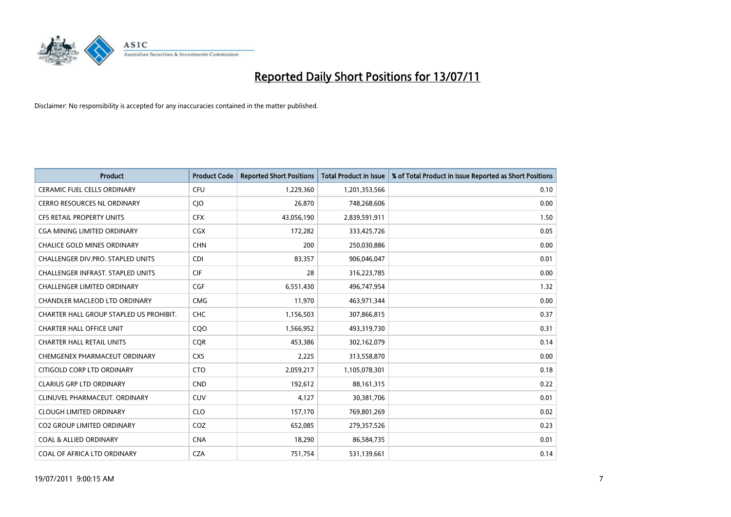# Reported Daily Short Positions for 13/07/11

Disclaimer: No responsibility is accepted for any inaccuracies contained in the matter published.

| Product | Product Code | Reported Short Positions | Total Product in Issue | % of Total Product in Issue Reported as Short Positions |
|---|---|---|---|---|
| CERAMIC FUEL CELLS ORDINARY | CFU | 1,229,360 | 1,201,353,566 | 0.10 |
| CERRO RESOURCES NL ORDINARY | CJO | 26,870 | 748,268,606 | 0.00 |
| CFS RETAIL PROPERTY UNITS | CFX | 43,056,190 | 2,839,591,911 | 1.50 |
| CGA MINING LIMITED ORDINARY | CGX | 172,282 | 333,425,726 | 0.05 |
| CHALICE GOLD MINES ORDINARY | CHN | 200 | 250,030,886 | 0.00 |
| CHALLENGER DIV.PRO. STAPLED UNITS | CDI | 83,357 | 906,046,047 | 0.01 |
| CHALLENGER INFRAST. STAPLED UNITS | CIF | 28 | 316,223,785 | 0.00 |
| CHALLENGER LIMITED ORDINARY | CGF | 6,551,430 | 496,747,954 | 1.32 |
| CHANDLER MACLEOD LTD ORDINARY | CMG | 11,970 | 463,971,344 | 0.00 |
| CHARTER HALL GROUP STAPLED US PROHIBIT. | CHC | 1,156,503 | 307,866,815 | 0.37 |
| CHARTER HALL OFFICE UNIT | CQO | 1,566,952 | 493,319,730 | 0.31 |
| CHARTER HALL RETAIL UNITS | CQR | 453,386 | 302,162,079 | 0.14 |
| CHEMGENEX PHARMACEUT ORDINARY | CXS | 2,225 | 313,558,870 | 0.00 |
| CITIGOLD CORP LTD ORDINARY | CTO | 2,059,217 | 1,105,078,301 | 0.18 |
| CLARIUS GRP LTD ORDINARY | CND | 192,612 | 88,161,315 | 0.22 |
| CLINUVEL PHARMACEUT. ORDINARY | CUV | 4,127 | 30,381,706 | 0.01 |
| CLOUGH LIMITED ORDINARY | CLO | 157,170 | 769,801,269 | 0.02 |
| CO2 GROUP LIMITED ORDINARY | COZ | 652,085 | 279,357,526 | 0.23 |
| COAL & ALLIED ORDINARY | CNA | 18,290 | 86,584,735 | 0.01 |
| COAL OF AFRICA LTD ORDINARY | CZA | 751,754 | 531,139,661 | 0.14 |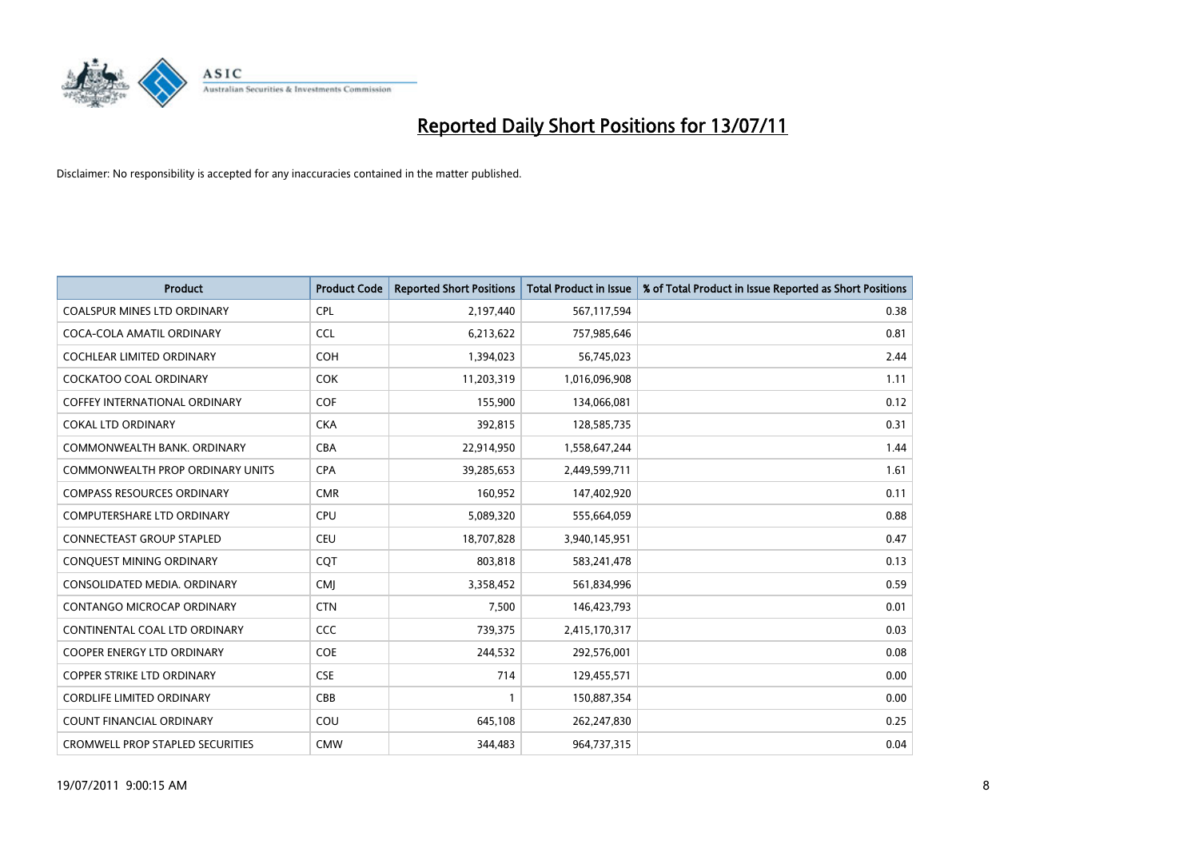# Reported Daily Short Positions for 13/07/11

Disclaimer: No responsibility is accepted for any inaccuracies contained in the matter published.

| Product | Product Code | Reported Short Positions | Total Product in Issue | % of Total Product in Issue Reported as Short Positions |
|---|---|---|---|---|
| COALSPUR MINES LTD ORDINARY | CPL | 2,197,440 | 567,117,594 | 0.38 |
| COCA-COLA AMATIL ORDINARY | CCL | 6,213,622 | 757,985,646 | 0.81 |
| COCHLEAR LIMITED ORDINARY | COH | 1,394,023 | 56,745,023 | 2.44 |
| COCKATOO COAL ORDINARY | COK | 11,203,319 | 1,016,096,908 | 1.11 |
| COFFEY INTERNATIONAL ORDINARY | COF | 155,900 | 134,066,081 | 0.12 |
| COKAL LTD ORDINARY | CKA | 392,815 | 128,585,735 | 0.31 |
| COMMONWEALTH BANK. ORDINARY | CBA | 22,914,950 | 1,558,647,244 | 1.44 |
| COMMONWEALTH PROP ORDINARY UNITS | CPA | 39,285,653 | 2,449,599,711 | 1.61 |
| COMPASS RESOURCES ORDINARY | CMR | 160,952 | 147,402,920 | 0.11 |
| COMPUTERSHARE LTD ORDINARY | CPU | 5,089,320 | 555,664,059 | 0.88 |
| CONNECTEAST GROUP STAPLED | CEU | 18,707,828 | 3,940,145,951 | 0.47 |
| CONQUEST MINING ORDINARY | CQT | 803,818 | 583,241,478 | 0.13 |
| CONSOLIDATED MEDIA. ORDINARY | CMJ | 3,358,452 | 561,834,996 | 0.59 |
| CONTANGO MICROCAP ORDINARY | CTN | 7,500 | 146,423,793 | 0.01 |
| CONTINENTAL COAL LTD ORDINARY | CCC | 739,375 | 2,415,170,317 | 0.03 |
| COOPER ENERGY LTD ORDINARY | COE | 244,532 | 292,576,001 | 0.08 |
| COPPER STRIKE LTD ORDINARY | CSE | 714 | 129,455,571 | 0.00 |
| CORDLIFE LIMITED ORDINARY | CBB | 1 | 150,887,354 | 0.00 |
| COUNT FINANCIAL ORDINARY | COU | 645,108 | 262,247,830 | 0.25 |
| CROMWELL PROP STAPLED SECURITIES | CMW | 344,483 | 964,737,315 | 0.04 |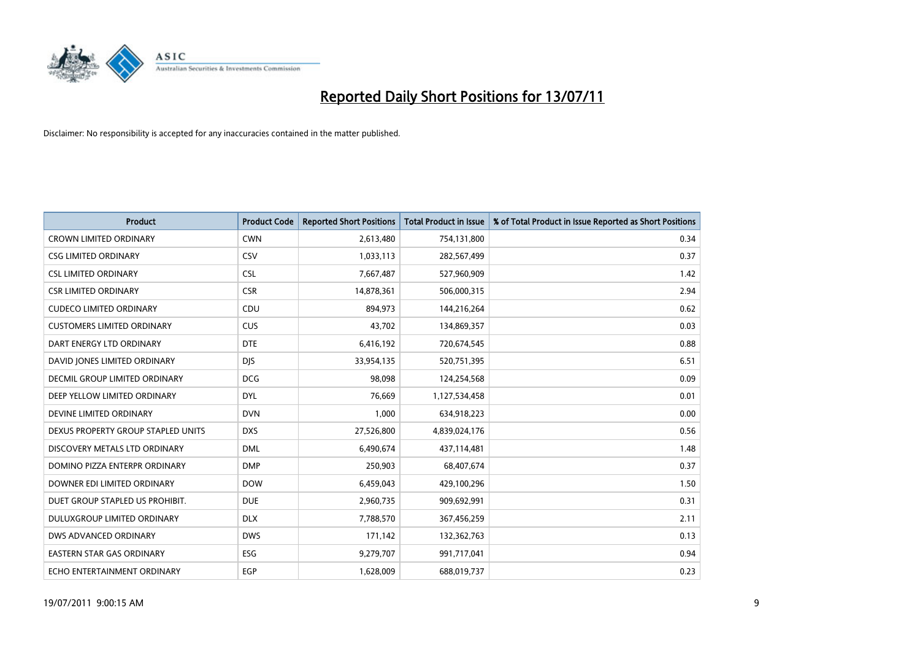# Reported Daily Short Positions for 13/07/11

Disclaimer: No responsibility is accepted for any inaccuracies contained in the matter published.

| Product | Product Code | Reported Short Positions | Total Product in Issue | % of Total Product in Issue Reported as Short Positions |
|---|---|---|---|---|
| CROWN LIMITED ORDINARY | CWN | 2,613,480 | 754,131,800 | 0.34 |
| CSG LIMITED ORDINARY | CSV | 1,033,113 | 282,567,499 | 0.37 |
| CSL LIMITED ORDINARY | CSL | 7,667,487 | 527,960,909 | 1.42 |
| CSR LIMITED ORDINARY | CSR | 14,878,361 | 506,000,315 | 2.94 |
| CUDECO LIMITED ORDINARY | CDU | 894,973 | 144,216,264 | 0.62 |
| CUSTOMERS LIMITED ORDINARY | CUS | 43,702 | 134,869,357 | 0.03 |
| DART ENERGY LTD ORDINARY | DTE | 6,416,192 | 720,674,545 | 0.88 |
| DAVID JONES LIMITED ORDINARY | DJS | 33,954,135 | 520,751,395 | 6.51 |
| DECMIL GROUP LIMITED ORDINARY | DCG | 98,098 | 124,254,568 | 0.09 |
| DEEP YELLOW LIMITED ORDINARY | DYL | 76,669 | 1,127,534,458 | 0.01 |
| DEVINE LIMITED ORDINARY | DVN | 1,000 | 634,918,223 | 0.00 |
| DEXUS PROPERTY GROUP STAPLED UNITS | DXS | 27,526,800 | 4,839,024,176 | 0.56 |
| DISCOVERY METALS LTD ORDINARY | DML | 6,490,674 | 437,114,481 | 1.48 |
| DOMINO PIZZA ENTERPR ORDINARY | DMP | 250,903 | 68,407,674 | 0.37 |
| DOWNER EDI LIMITED ORDINARY | DOW | 6,459,043 | 429,100,296 | 1.50 |
| DUET GROUP STAPLED US PROHIBIT. | DUE | 2,960,735 | 909,692,991 | 0.31 |
| DULUXGROUP LIMITED ORDINARY | DLX | 7,788,570 | 367,456,259 | 2.11 |
| DWS ADVANCED ORDINARY | DWS | 171,142 | 132,362,763 | 0.13 |
| EASTERN STAR GAS ORDINARY | ESG | 9,279,707 | 991,717,041 | 0.94 |
| ECHO ENTERTAINMENT ORDINARY | EGP | 1,628,009 | 688,019,737 | 0.23 |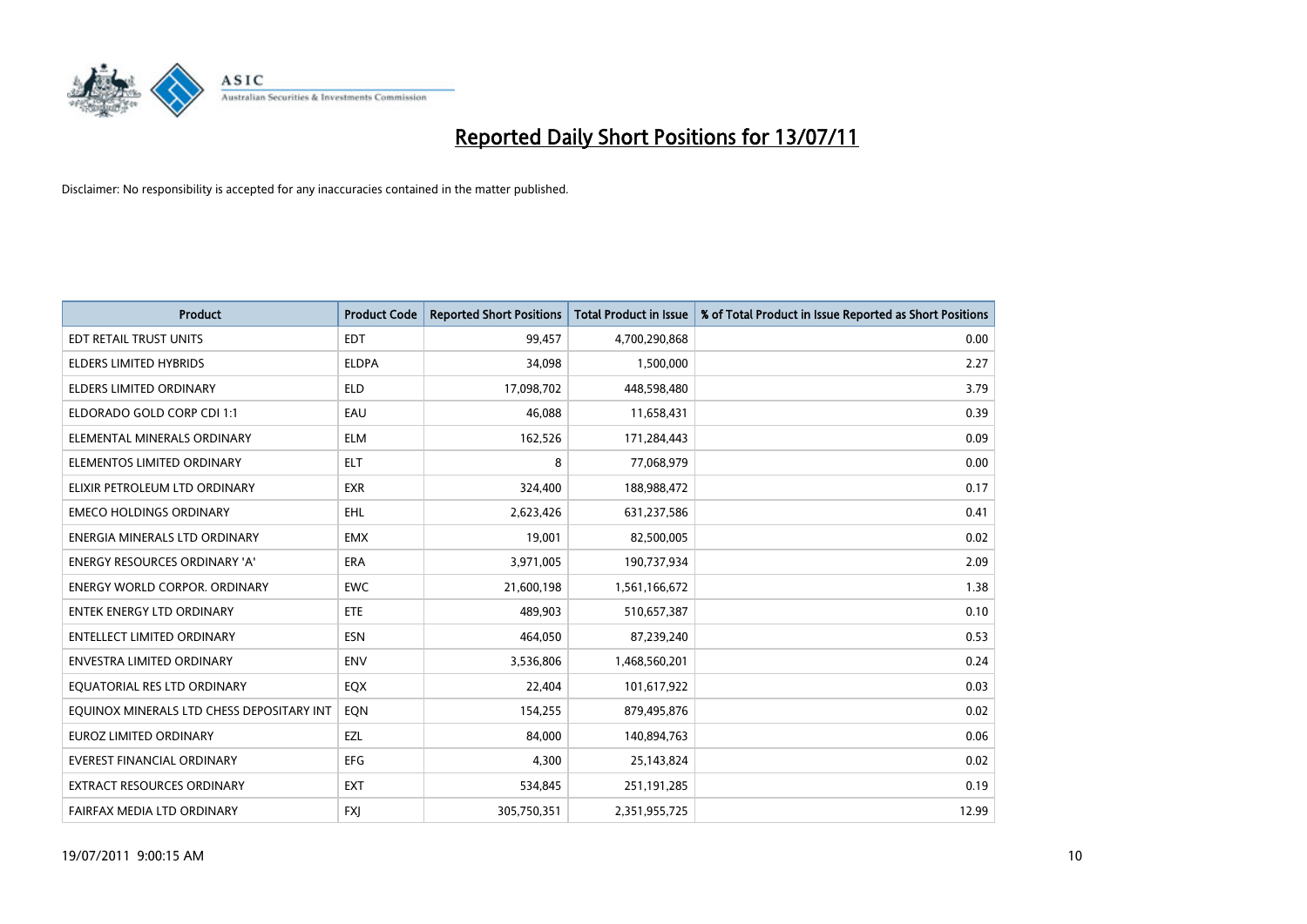# Reported Daily Short Positions for 13/07/11

Disclaimer: No responsibility is accepted for any inaccuracies contained in the matter published.

| Product | Product Code | Reported Short Positions | Total Product in Issue | % of Total Product in Issue Reported as Short Positions |
|---|---|---|---|---|
| EDT RETAIL TRUST UNITS | EDT | 99,457 | 4,700,290,868 | 0.00 |
| ELDERS LIMITED HYBRIDS | ELDPA | 34,098 | 1,500,000 | 2.27 |
| ELDERS LIMITED ORDINARY | ELD | 17,098,702 | 448,598,480 | 3.79 |
| ELDORADO GOLD CORP CDI 1:1 | EAU | 46,088 | 11,658,431 | 0.39 |
| ELEMENTAL MINERALS ORDINARY | ELM | 162,526 | 171,284,443 | 0.09 |
| ELEMENTOS LIMITED ORDINARY | ELT | 8 | 77,068,979 | 0.00 |
| ELIXIR PETROLEUM LTD ORDINARY | EXR | 324,400 | 188,988,472 | 0.17 |
| EMECO HOLDINGS ORDINARY | EHL | 2,623,426 | 631,237,586 | 0.41 |
| ENERGIA MINERALS LTD ORDINARY | EMX | 19,001 | 82,500,005 | 0.02 |
| ENERGY RESOURCES ORDINARY 'A' | ERA | 3,971,005 | 190,737,934 | 2.09 |
| ENERGY WORLD CORPOR. ORDINARY | EWC | 21,600,198 | 1,561,166,672 | 1.38 |
| ENTEK ENERGY LTD ORDINARY | ETE | 489,903 | 510,657,387 | 0.10 |
| ENTELLECT LIMITED ORDINARY | ESN | 464,050 | 87,239,240 | 0.53 |
| ENVESTRA LIMITED ORDINARY | ENV | 3,536,806 | 1,468,560,201 | 0.24 |
| EQUATORIAL RES LTD ORDINARY | EQX | 22,404 | 101,617,922 | 0.03 |
| EQUINOX MINERALS LTD CHESS DEPOSITARY INT | EQN | 154,255 | 879,495,876 | 0.02 |
| EUROZ LIMITED ORDINARY | EZL | 84,000 | 140,894,763 | 0.06 |
| EVEREST FINANCIAL ORDINARY | EFG | 4,300 | 25,143,824 | 0.02 |
| EXTRACT RESOURCES ORDINARY | EXT | 534,845 | 251,191,285 | 0.19 |
| FAIRFAX MEDIA LTD ORDINARY | FXJ | 305,750,351 | 2,351,955,725 | 12.99 |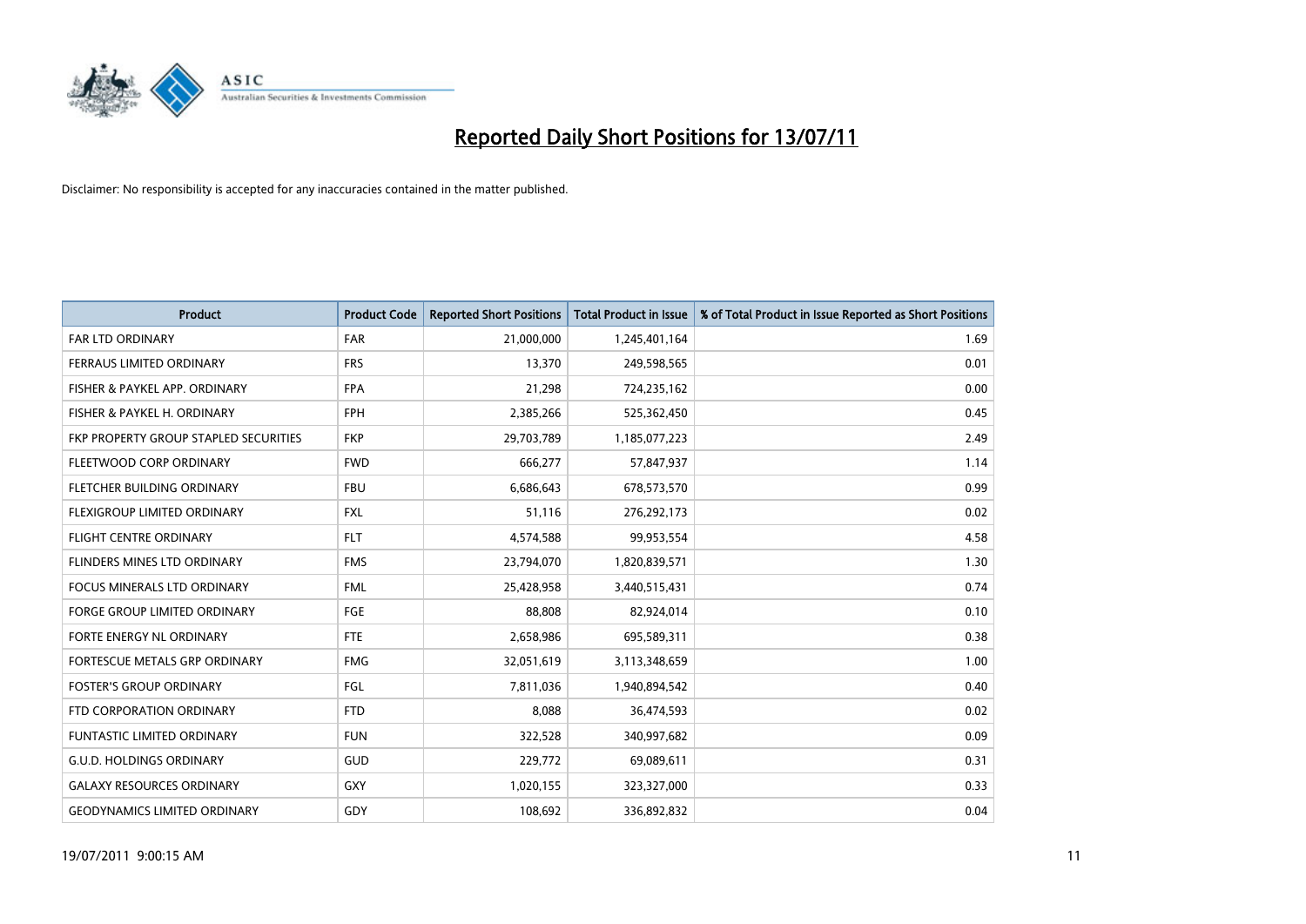# Reported Daily Short Positions for 13/07/11

Disclaimer: No responsibility is accepted for any inaccuracies contained in the matter published.

| Product | Product Code | Reported Short Positions | Total Product in Issue | % of Total Product in Issue Reported as Short Positions |
|---|---|---|---|---|
| FAR LTD ORDINARY | FAR | 21,000,000 | 1,245,401,164 | 1.69 |
| FERRAUS LIMITED ORDINARY | FRS | 13,370 | 249,598,565 | 0.01 |
| FISHER & PAYKEL APP. ORDINARY | FPA | 21,298 | 724,235,162 | 0.00 |
| FISHER & PAYKEL H. ORDINARY | FPH | 2,385,266 | 525,362,450 | 0.45 |
| FKP PROPERTY GROUP STAPLED SECURITIES | FKP | 29,703,789 | 1,185,077,223 | 2.49 |
| FLEETWOOD CORP ORDINARY | FWD | 666,277 | 57,847,937 | 1.14 |
| FLETCHER BUILDING ORDINARY | FBU | 6,686,643 | 678,573,570 | 0.99 |
| FLEXIGROUP LIMITED ORDINARY | FXL | 51,116 | 276,292,173 | 0.02 |
| FLIGHT CENTRE ORDINARY | FLT | 4,574,588 | 99,953,554 | 4.58 |
| FLINDERS MINES LTD ORDINARY | FMS | 23,794,070 | 1,820,839,571 | 1.30 |
| FOCUS MINERALS LTD ORDINARY | FML | 25,428,958 | 3,440,515,431 | 0.74 |
| FORGE GROUP LIMITED ORDINARY | FGE | 88,808 | 82,924,014 | 0.10 |
| FORTE ENERGY NL ORDINARY | FTE | 2,658,986 | 695,589,311 | 0.38 |
| FORTESCUE METALS GRP ORDINARY | FMG | 32,051,619 | 3,113,348,659 | 1.00 |
| FOSTER'S GROUP ORDINARY | FGL | 7,811,036 | 1,940,894,542 | 0.40 |
| FTD CORPORATION ORDINARY | FTD | 8,088 | 36,474,593 | 0.02 |
| FUNTASTIC LIMITED ORDINARY | FUN | 322,528 | 340,997,682 | 0.09 |
| G.U.D. HOLDINGS ORDINARY | GUD | 229,772 | 69,089,611 | 0.31 |
| GALAXY RESOURCES ORDINARY | GXY | 1,020,155 | 323,327,000 | 0.33 |
| GEODYNAMICS LIMITED ORDINARY | GDY | 108,692 | 336,892,832 | 0.04 |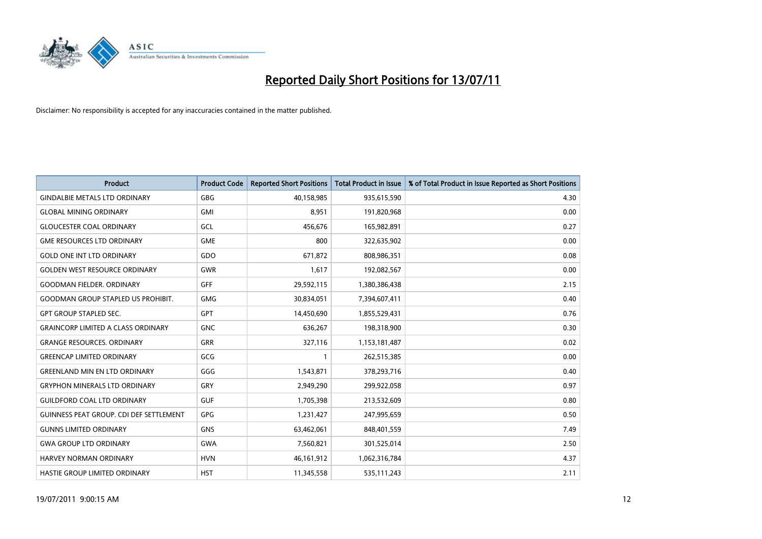# Reported Daily Short Positions for 13/07/11

Disclaimer: No responsibility is accepted for any inaccuracies contained in the matter published.

| Product | Product Code | Reported Short Positions | Total Product in Issue | % of Total Product in Issue Reported as Short Positions |
|---|---|---|---|---|
| GINDALBIE METALS LTD ORDINARY | GBG | 40,158,985 | 935,615,590 | 4.30 |
| GLOBAL MINING ORDINARY | GMI | 8,951 | 191,820,968 | 0.00 |
| GLOUCESTER COAL ORDINARY | GCL | 456,676 | 165,982,891 | 0.27 |
| GME RESOURCES LTD ORDINARY | GME | 800 | 322,635,902 | 0.00 |
| GOLD ONE INT LTD ORDINARY | GDO | 671,872 | 808,986,351 | 0.08 |
| GOLDEN WEST RESOURCE ORDINARY | GWR | 1,617 | 192,082,567 | 0.00 |
| GOODMAN FIELDER. ORDINARY | GFF | 29,592,115 | 1,380,386,438 | 2.15 |
| GOODMAN GROUP STAPLED US PROHIBIT. | GMG | 30,834,051 | 7,394,607,411 | 0.40 |
| GPT GROUP STAPLED SEC. | GPT | 14,450,690 | 1,855,529,431 | 0.76 |
| GRAINCORP LIMITED A CLASS ORDINARY | GNC | 636,267 | 198,318,900 | 0.30 |
| GRANGE RESOURCES. ORDINARY | GRR | 327,116 | 1,153,181,487 | 0.02 |
| GREENCAP LIMITED ORDINARY | GCG | 1 | 262,515,385 | 0.00 |
| GREENLAND MIN EN LTD ORDINARY | GGG | 1,543,871 | 378,293,716 | 0.40 |
| GRYPHON MINERALS LTD ORDINARY | GRY | 2,949,290 | 299,922,058 | 0.97 |
| GUILDFORD COAL LTD ORDINARY | GUF | 1,705,398 | 213,532,609 | 0.80 |
| GUINNESS PEAT GROUP. CDI DEF SETTLEMENT | GPG | 1,231,427 | 247,995,659 | 0.50 |
| GUNNS LIMITED ORDINARY | GNS | 63,462,061 | 848,401,559 | 7.49 |
| GWA GROUP LTD ORDINARY | GWA | 7,560,821 | 301,525,014 | 2.50 |
| HARVEY NORMAN ORDINARY | HVN | 46,161,912 | 1,062,316,784 | 4.37 |
| HASTIE GROUP LIMITED ORDINARY | HST | 11,345,558 | 535,111,243 | 2.11 |

19/07/2011 9:00:15 AM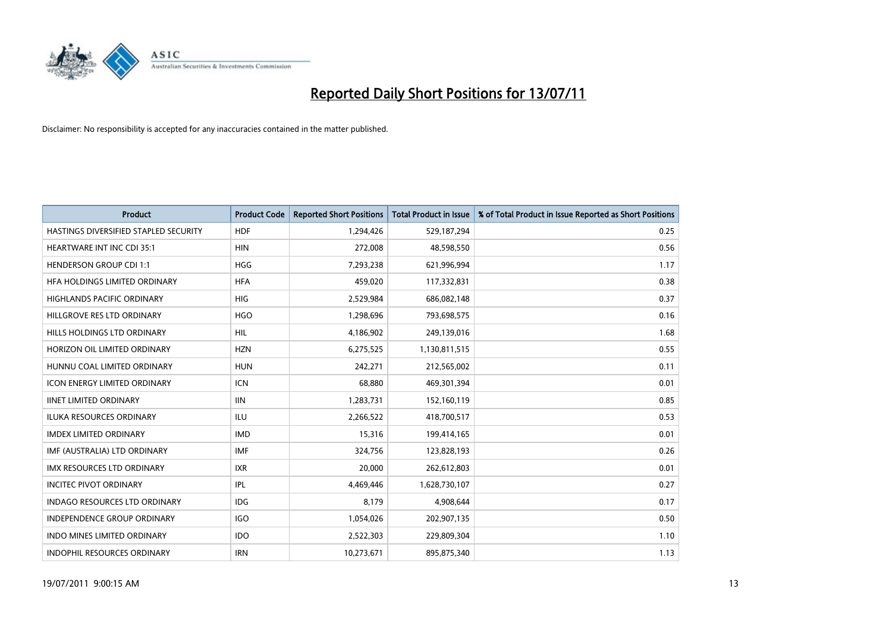# Reported Daily Short Positions for 13/07/11

Disclaimer: No responsibility is accepted for any inaccuracies contained in the matter published.

| Product | Product Code | Reported Short Positions | Total Product in Issue | % of Total Product in Issue Reported as Short Positions |
|---|---|---|---|---|
| HASTINGS DIVERSIFIED STAPLED SECURITY | HDF | 1,294,426 | 529,187,294 | 0.25 |
| HEARTWARE INT INC CDI 35:1 | HIN | 272,008 | 48,598,550 | 0.56 |
| HENDERSON GROUP CDI 1:1 | HGG | 7,293,238 | 621,996,994 | 1.17 |
| HFA HOLDINGS LIMITED ORDINARY | HFA | 459,020 | 117,332,831 | 0.38 |
| HIGHLANDS PACIFIC ORDINARY | HIG | 2,529,984 | 686,082,148 | 0.37 |
| HILLGROVE RES LTD ORDINARY | HGO | 1,298,696 | 793,698,575 | 0.16 |
| HILLS HOLDINGS LTD ORDINARY | HIL | 4,186,902 | 249,139,016 | 1.68 |
| HORIZON OIL LIMITED ORDINARY | HZN | 6,275,525 | 1,130,811,515 | 0.55 |
| HUNNU COAL LIMITED ORDINARY | HUN | 242,271 | 212,565,002 | 0.11 |
| ICON ENERGY LIMITED ORDINARY | ICN | 68,880 | 469,301,394 | 0.01 |
| IINET LIMITED ORDINARY | IIN | 1,283,731 | 152,160,119 | 0.85 |
| ILUKA RESOURCES ORDINARY | ILU | 2,266,522 | 418,700,517 | 0.53 |
| IMDEX LIMITED ORDINARY | IMD | 15,316 | 199,414,165 | 0.01 |
| IMF (AUSTRALIA) LTD ORDINARY | IMF | 324,756 | 123,828,193 | 0.26 |
| IMX RESOURCES LTD ORDINARY | IXR | 20,000 | 262,612,803 | 0.01 |
| INCITEC PIVOT ORDINARY | IPL | 4,469,446 | 1,628,730,107 | 0.27 |
| INDAGO RESOURCES LTD ORDINARY | IDG | 8,179 | 4,908,644 | 0.17 |
| INDEPENDENCE GROUP ORDINARY | IGO | 1,054,026 | 202,907,135 | 0.50 |
| INDO MINES LIMITED ORDINARY | IDO | 2,522,303 | 229,809,304 | 1.10 |
| INDOPHIL RESOURCES ORDINARY | IRN | 10,273,671 | 895,875,340 | 1.13 |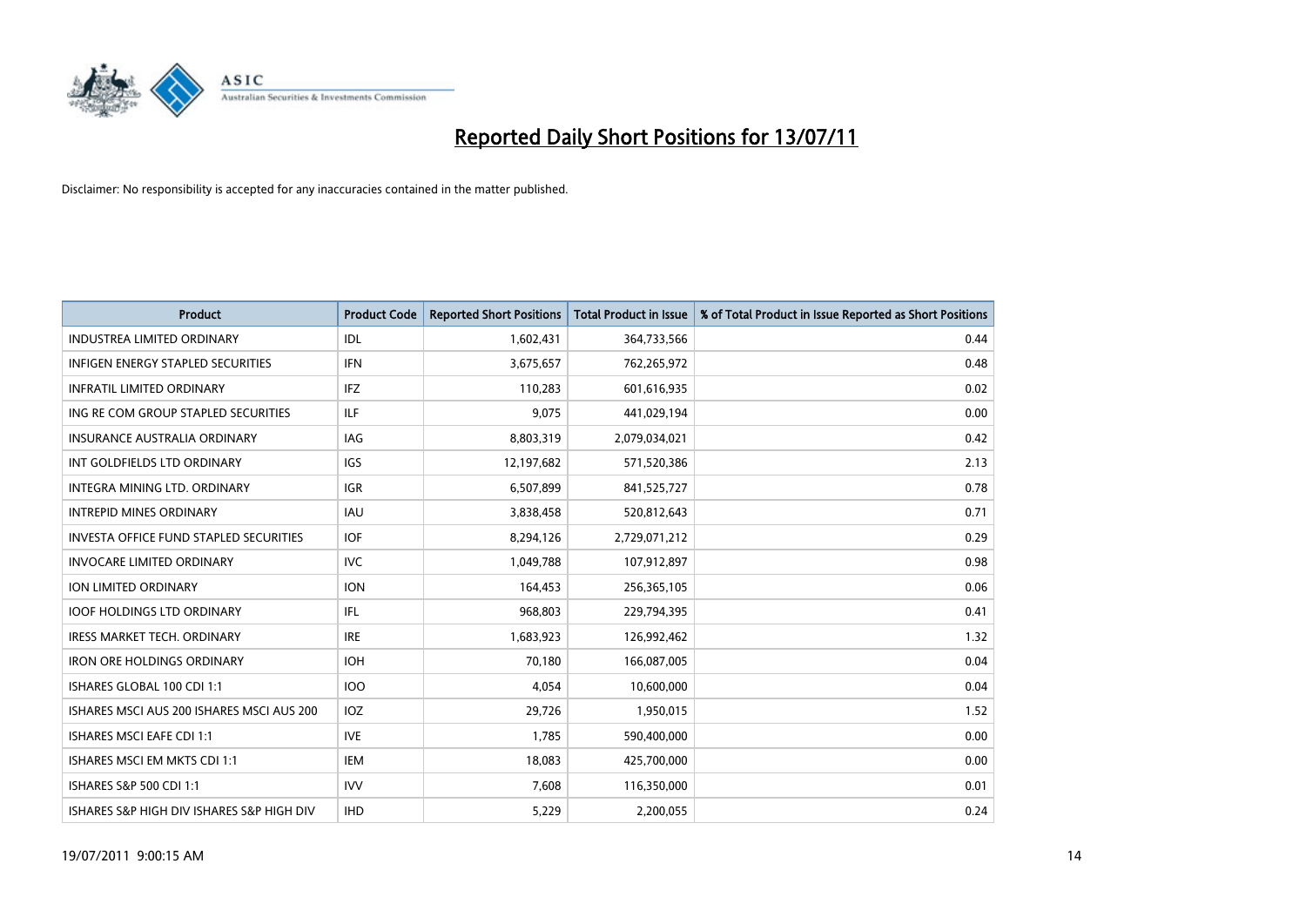# Reported Daily Short Positions for 13/07/11

Disclaimer: No responsibility is accepted for any inaccuracies contained in the matter published.

| Product | Product Code | Reported Short Positions | Total Product in Issue | % of Total Product in Issue Reported as Short Positions |
|---|---|---|---|---|
| INDUSTREA LIMITED ORDINARY | IDL | 1,602,431 | 364,733,566 | 0.44 |
| INFIGEN ENERGY STAPLED SECURITIES | IFN | 3,675,657 | 762,265,972 | 0.48 |
| INFRATIL LIMITED ORDINARY | IFZ | 110,283 | 601,616,935 | 0.02 |
| ING RE COM GROUP STAPLED SECURITIES | ILF | 9,075 | 441,029,194 | 0.00 |
| INSURANCE AUSTRALIA ORDINARY | IAG | 8,803,319 | 2,079,034,021 | 0.42 |
| INT GOLDFIELDS LTD ORDINARY | IGS | 12,197,682 | 571,520,386 | 2.13 |
| INTEGRA MINING LTD. ORDINARY | IGR | 6,507,899 | 841,525,727 | 0.78 |
| INTREPID MINES ORDINARY | IAU | 3,838,458 | 520,812,643 | 0.71 |
| INVESTA OFFICE FUND STAPLED SECURITIES | IOF | 8,294,126 | 2,729,071,212 | 0.29 |
| INVOCARE LIMITED ORDINARY | IVC | 1,049,788 | 107,912,897 | 0.98 |
| ION LIMITED ORDINARY | ION | 164,453 | 256,365,105 | 0.06 |
| IOOF HOLDINGS LTD ORDINARY | IFL | 968,803 | 229,794,395 | 0.41 |
| IRESS MARKET TECH. ORDINARY | IRE | 1,683,923 | 126,992,462 | 1.32 |
| IRON ORE HOLDINGS ORDINARY | IOH | 70,180 | 166,087,005 | 0.04 |
| ISHARES GLOBAL 100 CDI 1:1 | IOO | 4,054 | 10,600,000 | 0.04 |
| ISHARES MSCI AUS 200 ISHARES MSCI AUS 200 | IOZ | 29,726 | 1,950,015 | 1.52 |
| ISHARES MSCI EAFE CDI 1:1 | IVE | 1,785 | 590,400,000 | 0.00 |
| ISHARES MSCI EM MKTS CDI 1:1 | IEM | 18,083 | 425,700,000 | 0.00 |
| ISHARES S&P 500 CDI 1:1 | IVV | 7,608 | 116,350,000 | 0.01 |
| ISHARES S&P HIGH DIV ISHARES S&P HIGH DIV | IHD | 5,229 | 2,200,055 | 0.24 |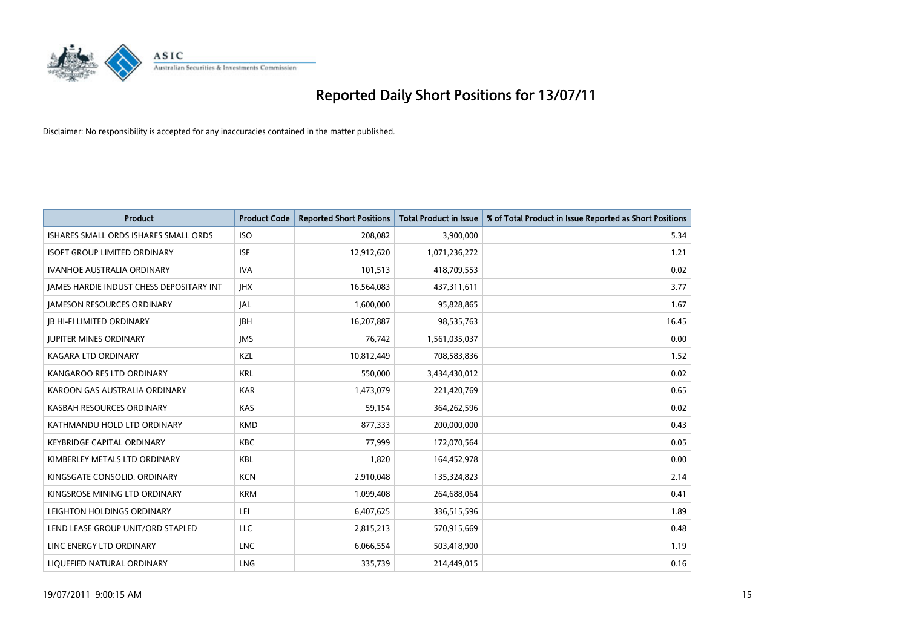# Reported Daily Short Positions for 13/07/11

Disclaimer: No responsibility is accepted for any inaccuracies contained in the matter published.

| Product | Product Code | Reported Short Positions | Total Product in Issue | % of Total Product in Issue Reported as Short Positions |
|---|---|---|---|---|
| ISHARES SMALL ORDS ISHARES SMALL ORDS | ISO | 208,082 | 3,900,000 | 5.34 |
| ISOFT GROUP LIMITED ORDINARY | ISF | 12,912,620 | 1,071,236,272 | 1.21 |
| IVANHOE AUSTRALIA ORDINARY | IVA | 101,513 | 418,709,553 | 0.02 |
| JAMES HARDIE INDUST CHESS DEPOSITARY INT | JHX | 16,564,083 | 437,311,611 | 3.77 |
| JAMESON RESOURCES ORDINARY | JAL | 1,600,000 | 95,828,865 | 1.67 |
| JB HI-FI LIMITED ORDINARY | JBH | 16,207,887 | 98,535,763 | 16.45 |
| JUPITER MINES ORDINARY | JMS | 76,742 | 1,561,035,037 | 0.00 |
| KAGARA LTD ORDINARY | KZL | 10,812,449 | 708,583,836 | 1.52 |
| KANGAROO RES LTD ORDINARY | KRL | 550,000 | 3,434,430,012 | 0.02 |
| KAROON GAS AUSTRALIA ORDINARY | KAR | 1,473,079 | 221,420,769 | 0.65 |
| KASBAH RESOURCES ORDINARY | KAS | 59,154 | 364,262,596 | 0.02 |
| KATHMANDU HOLD LTD ORDINARY | KMD | 877,333 | 200,000,000 | 0.43 |
| KEYBRIDGE CAPITAL ORDINARY | KBC | 77,999 | 172,070,564 | 0.05 |
| KIMBERLEY METALS LTD ORDINARY | KBL | 1,820 | 164,452,978 | 0.00 |
| KINGSGATE CONSOLID. ORDINARY | KCN | 2,910,048 | 135,324,823 | 2.14 |
| KINGSROSE MINING LTD ORDINARY | KRM | 1,099,408 | 264,688,064 | 0.41 |
| LEIGHTON HOLDINGS ORDINARY | LEI | 6,407,625 | 336,515,596 | 1.89 |
| LEND LEASE GROUP UNIT/ORD STAPLED | LLC | 2,815,213 | 570,915,669 | 0.48 |
| LINC ENERGY LTD ORDINARY | LNC | 6,066,554 | 503,418,900 | 1.19 |
| LIQUEFIED NATURAL ORDINARY | LNG | 335,739 | 214,449,015 | 0.16 |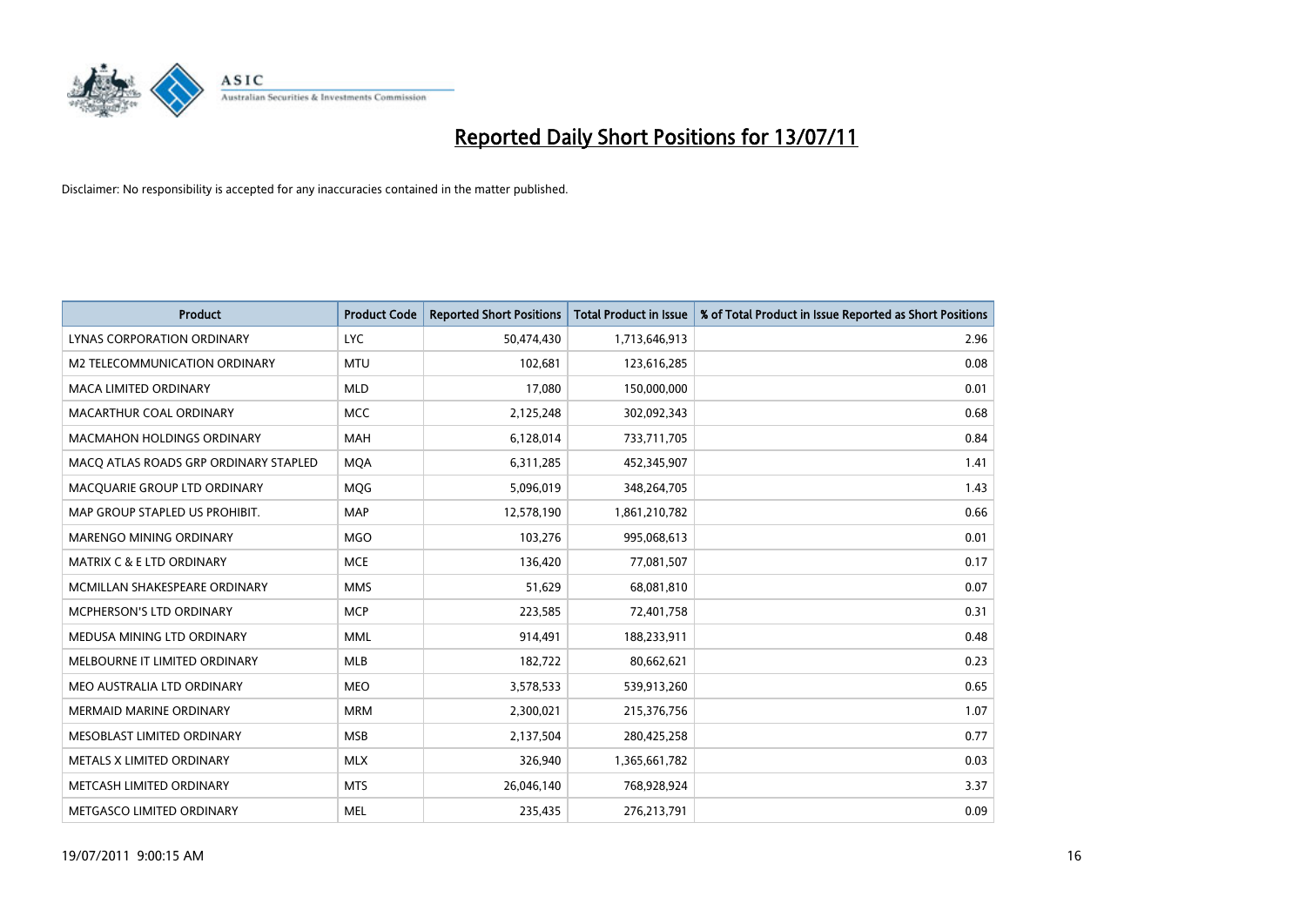# Reported Daily Short Positions for 13/07/11

Disclaimer: No responsibility is accepted for any inaccuracies contained in the matter published.

| Product | Product Code | Reported Short Positions | Total Product in Issue | % of Total Product in Issue Reported as Short Positions |
|---|---|---|---|---|
| LYNAS CORPORATION ORDINARY | LYC | 50,474,430 | 1,713,646,913 | 2.96 |
| M2 TELECOMMUNICATION ORDINARY | MTU | 102,681 | 123,616,285 | 0.08 |
| MACA LIMITED ORDINARY | MLD | 17,080 | 150,000,000 | 0.01 |
| MACARTHUR COAL ORDINARY | MCC | 2,125,248 | 302,092,343 | 0.68 |
| MACMAHON HOLDINGS ORDINARY | MAH | 6,128,014 | 733,711,705 | 0.84 |
| MACQ ATLAS ROADS GRP ORDINARY STAPLED | MQA | 6,311,285 | 452,345,907 | 1.41 |
| MACQUARIE GROUP LTD ORDINARY | MQG | 5,096,019 | 348,264,705 | 1.43 |
| MAP GROUP STAPLED US PROHIBIT. | MAP | 12,578,190 | 1,861,210,782 | 0.66 |
| MARENGO MINING ORDINARY | MGO | 103,276 | 995,068,613 | 0.01 |
| MATRIX C & E LTD ORDINARY | MCE | 136,420 | 77,081,507 | 0.17 |
| MCMILLAN SHAKESPEARE ORDINARY | MMS | 51,629 | 68,081,810 | 0.07 |
| MCPHERSON'S LTD ORDINARY | MCP | 223,585 | 72,401,758 | 0.31 |
| MEDUSA MINING LTD ORDINARY | MML | 914,491 | 188,233,911 | 0.48 |
| MELBOURNE IT LIMITED ORDINARY | MLB | 182,722 | 80,662,621 | 0.23 |
| MEO AUSTRALIA LTD ORDINARY | MEO | 3,578,533 | 539,913,260 | 0.65 |
| MERMAID MARINE ORDINARY | MRM | 2,300,021 | 215,376,756 | 1.07 |
| MESOBLAST LIMITED ORDINARY | MSB | 2,137,504 | 280,425,258 | 0.77 |
| METALS X LIMITED ORDINARY | MLX | 326,940 | 1,365,661,782 | 0.03 |
| METCASH LIMITED ORDINARY | MTS | 26,046,140 | 768,928,924 | 3.37 |
| METGASCO LIMITED ORDINARY | MEL | 235,435 | 276,213,791 | 0.09 |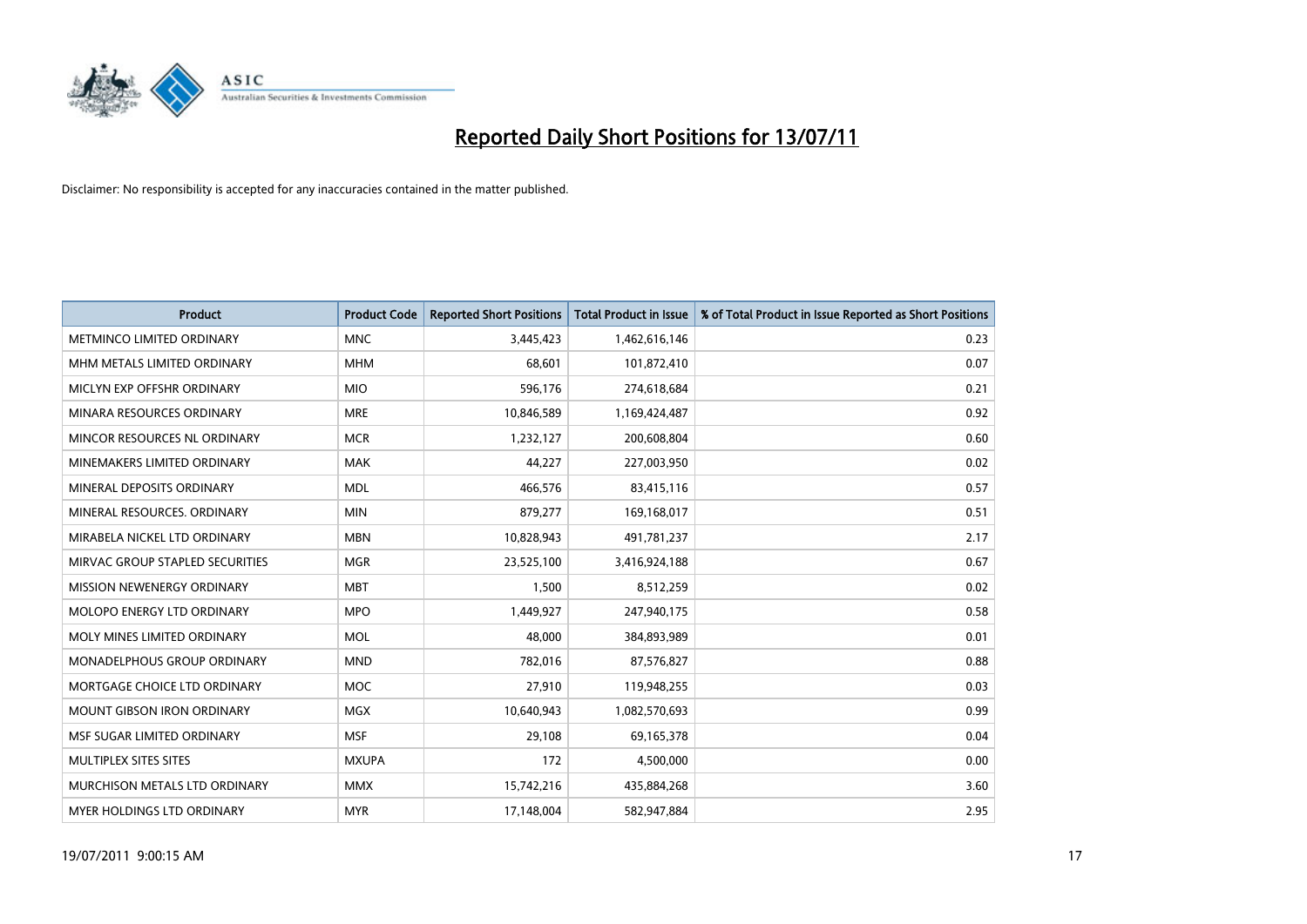# Reported Daily Short Positions for 13/07/11

Disclaimer: No responsibility is accepted for any inaccuracies contained in the matter published.

| Product | Product Code | Reported Short Positions | Total Product in Issue | % of Total Product in Issue Reported as Short Positions |
|---|---|---|---|---|
| METMINCO LIMITED ORDINARY | MNC | 3,445,423 | 1,462,616,146 | 0.23 |
| MHM METALS LIMITED ORDINARY | MHM | 68,601 | 101,872,410 | 0.07 |
| MICLYN EXP OFFSHR ORDINARY | MIO | 596,176 | 274,618,684 | 0.21 |
| MINARA RESOURCES ORDINARY | MRE | 10,846,589 | 1,169,424,487 | 0.92 |
| MINCOR RESOURCES NL ORDINARY | MCR | 1,232,127 | 200,608,804 | 0.60 |
| MINEMAKERS LIMITED ORDINARY | MAK | 44,227 | 227,003,950 | 0.02 |
| MINERAL DEPOSITS ORDINARY | MDL | 466,576 | 83,415,116 | 0.57 |
| MINERAL RESOURCES. ORDINARY | MIN | 879,277 | 169,168,017 | 0.51 |
| MIRABELA NICKEL LTD ORDINARY | MBN | 10,828,943 | 491,781,237 | 2.17 |
| MIRVAC GROUP STAPLED SECURITIES | MGR | 23,525,100 | 3,416,924,188 | 0.67 |
| MISSION NEWENERGY ORDINARY | MBT | 1,500 | 8,512,259 | 0.02 |
| MOLOPO ENERGY LTD ORDINARY | MPO | 1,449,927 | 247,940,175 | 0.58 |
| MOLY MINES LIMITED ORDINARY | MOL | 48,000 | 384,893,989 | 0.01 |
| MONADELPHOUS GROUP ORDINARY | MND | 782,016 | 87,576,827 | 0.88 |
| MORTGAGE CHOICE LTD ORDINARY | MOC | 27,910 | 119,948,255 | 0.03 |
| MOUNT GIBSON IRON ORDINARY | MGX | 10,640,943 | 1,082,570,693 | 0.99 |
| MSF SUGAR LIMITED ORDINARY | MSF | 29,108 | 69,165,378 | 0.04 |
| MULTIPLEX SITES SITES | MXUPA | 172 | 4,500,000 | 0.00 |
| MURCHISON METALS LTD ORDINARY | MMX | 15,742,216 | 435,884,268 | 3.60 |
| MYER HOLDINGS LTD ORDINARY | MYR | 17,148,004 | 582,947,884 | 2.95 |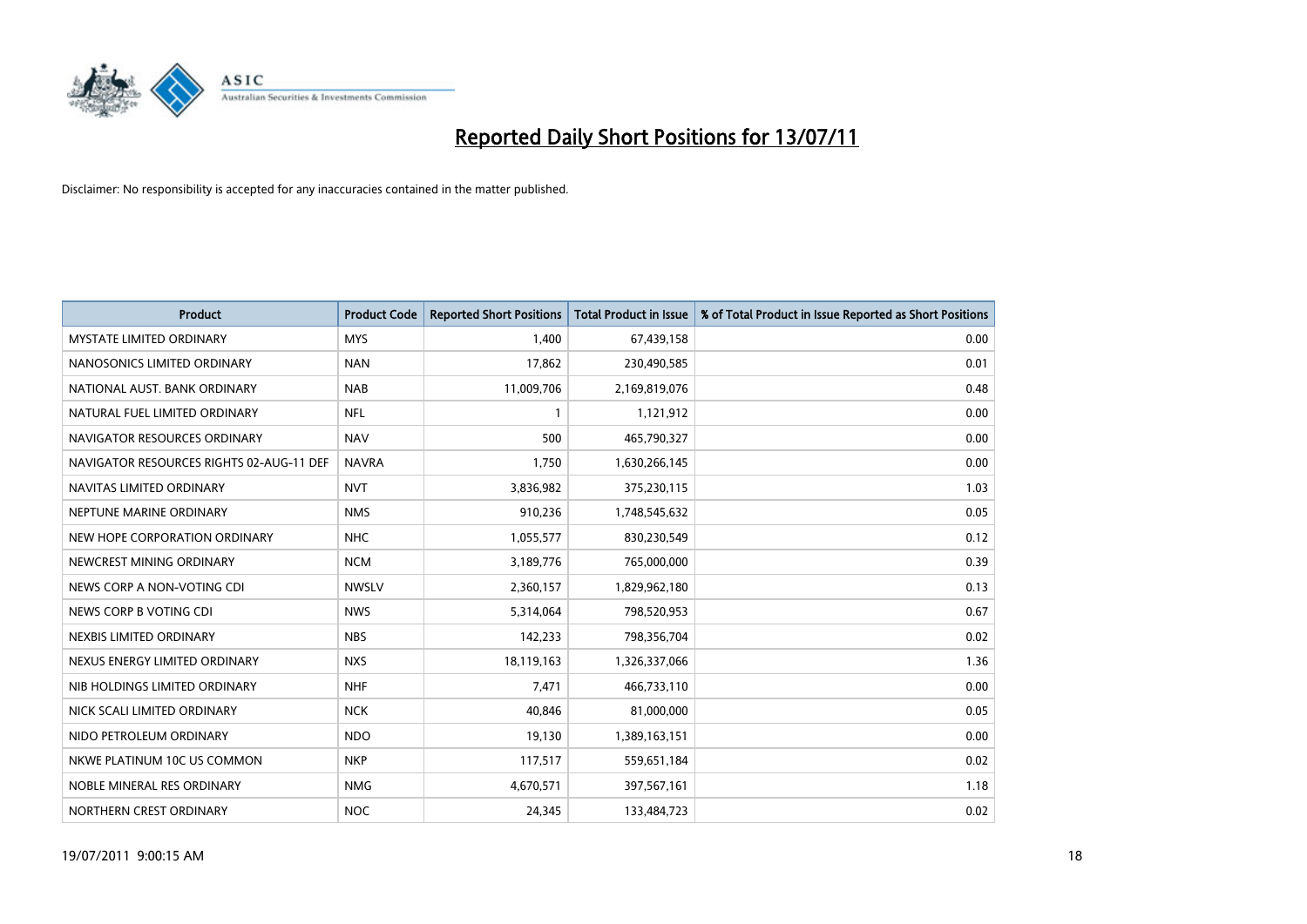# Reported Daily Short Positions for 13/07/11

Disclaimer: No responsibility is accepted for any inaccuracies contained in the matter published.

| Product | Product Code | Reported Short Positions | Total Product in Issue | % of Total Product in Issue Reported as Short Positions |
|---|---|---|---|---|
| MYSTATE LIMITED ORDINARY | MYS | 1,400 | 67,439,158 | 0.00 |
| NANOSONICS LIMITED ORDINARY | NAN | 17,862 | 230,490,585 | 0.01 |
| NATIONAL AUST. BANK ORDINARY | NAB | 11,009,706 | 2,169,819,076 | 0.48 |
| NATURAL FUEL LIMITED ORDINARY | NFL | 1 | 1,121,912 | 0.00 |
| NAVIGATOR RESOURCES ORDINARY | NAV | 500 | 465,790,327 | 0.00 |
| NAVIGATOR RESOURCES RIGHTS 02-AUG-11 DEF | NAVRA | 1,750 | 1,630,266,145 | 0.00 |
| NAVITAS LIMITED ORDINARY | NVT | 3,836,982 | 375,230,115 | 1.03 |
| NEPTUNE MARINE ORDINARY | NMS | 910,236 | 1,748,545,632 | 0.05 |
| NEW HOPE CORPORATION ORDINARY | NHC | 1,055,577 | 830,230,549 | 0.12 |
| NEWCREST MINING ORDINARY | NCM | 3,189,776 | 765,000,000 | 0.39 |
| NEWS CORP A NON-VOTING CDI | NWSLV | 2,360,157 | 1,829,962,180 | 0.13 |
| NEWS CORP B VOTING CDI | NWS | 5,314,064 | 798,520,953 | 0.67 |
| NEXBIS LIMITED ORDINARY | NBS | 142,233 | 798,356,704 | 0.02 |
| NEXUS ENERGY LIMITED ORDINARY | NXS | 18,119,163 | 1,326,337,066 | 1.36 |
| NIB HOLDINGS LIMITED ORDINARY | NHF | 7,471 | 466,733,110 | 0.00 |
| NICK SCALI LIMITED ORDINARY | NCK | 40,846 | 81,000,000 | 0.05 |
| NIDO PETROLEUM ORDINARY | NDO | 19,130 | 1,389,163,151 | 0.00 |
| NKWE PLATINUM 10C US COMMON | NKP | 117,517 | 559,651,184 | 0.02 |
| NOBLE MINERAL RES ORDINARY | NMG | 4,670,571 | 397,567,161 | 1.18 |
| NORTHERN CREST ORDINARY | NOC | 24,345 | 133,484,723 | 0.02 |

19/07/2011 9:00:15 AM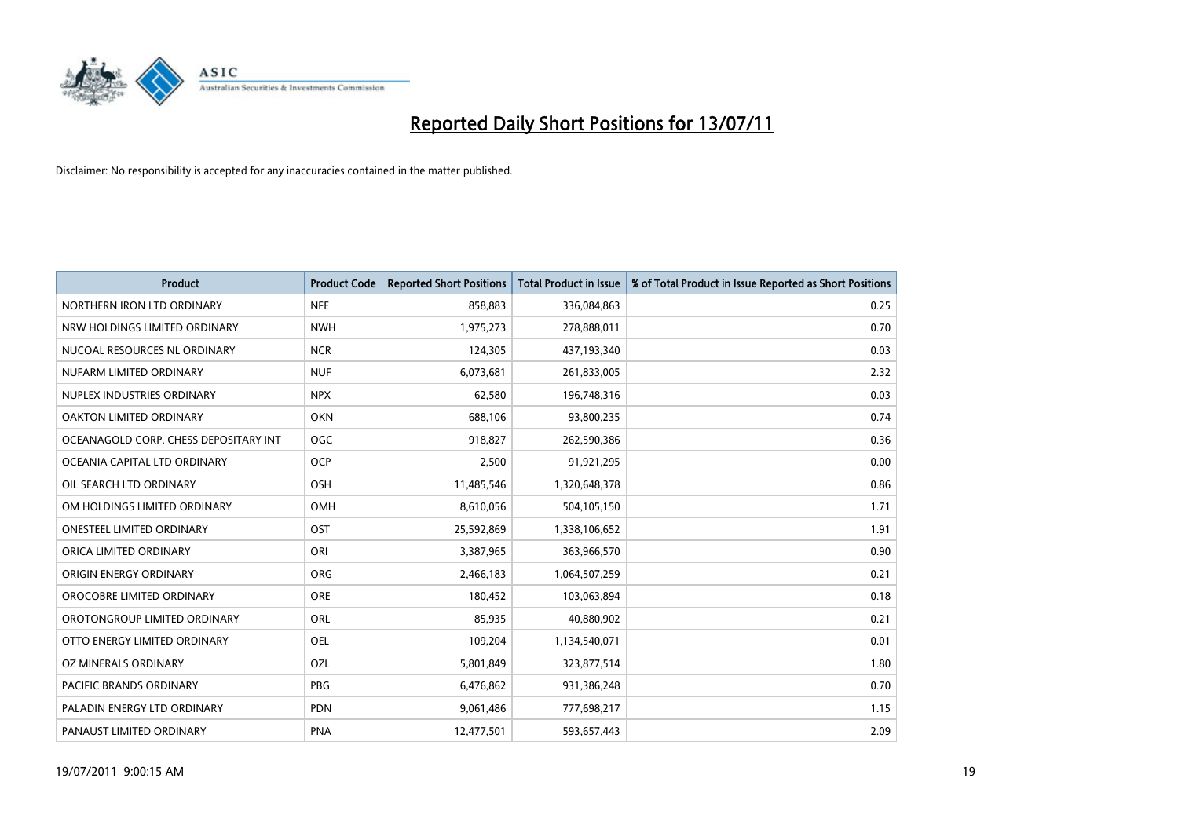# Reported Daily Short Positions for 13/07/11

Disclaimer: No responsibility is accepted for any inaccuracies contained in the matter published.

| Product | Product Code | Reported Short Positions | Total Product in Issue | % of Total Product in Issue Reported as Short Positions |
|---|---|---|---|---|
| NORTHERN IRON LTD ORDINARY | NFE | 858,883 | 336,084,863 | 0.25 |
| NRW HOLDINGS LIMITED ORDINARY | NWH | 1,975,273 | 278,888,011 | 0.70 |
| NUCOAL RESOURCES NL ORDINARY | NCR | 124,305 | 437,193,340 | 0.03 |
| NUFARM LIMITED ORDINARY | NUF | 6,073,681 | 261,833,005 | 2.32 |
| NUPLEX INDUSTRIES ORDINARY | NPX | 62,580 | 196,748,316 | 0.03 |
| OAKTON LIMITED ORDINARY | OKN | 688,106 | 93,800,235 | 0.74 |
| OCEANAGOLD CORP. CHESS DEPOSITARY INT | OGC | 918,827 | 262,590,386 | 0.36 |
| OCEANIA CAPITAL LTD ORDINARY | OCP | 2,500 | 91,921,295 | 0.00 |
| OIL SEARCH LTD ORDINARY | OSH | 11,485,546 | 1,320,648,378 | 0.86 |
| OM HOLDINGS LIMITED ORDINARY | OMH | 8,610,056 | 504,105,150 | 1.71 |
| ONESTEEL LIMITED ORDINARY | OST | 25,592,869 | 1,338,106,652 | 1.91 |
| ORICA LIMITED ORDINARY | ORI | 3,387,965 | 363,966,570 | 0.90 |
| ORIGIN ENERGY ORDINARY | ORG | 2,466,183 | 1,064,507,259 | 0.21 |
| OROCOBRE LIMITED ORDINARY | ORE | 180,452 | 103,063,894 | 0.18 |
| OROTONGROUP LIMITED ORDINARY | ORL | 85,935 | 40,880,902 | 0.21 |
| OTTO ENERGY LIMITED ORDINARY | OEL | 109,204 | 1,134,540,071 | 0.01 |
| OZ MINERALS ORDINARY | OZL | 5,801,849 | 323,877,514 | 1.80 |
| PACIFIC BRANDS ORDINARY | PBG | 6,476,862 | 931,386,248 | 0.70 |
| PALADIN ENERGY LTD ORDINARY | PDN | 9,061,486 | 777,698,217 | 1.15 |
| PANAUST LIMITED ORDINARY | PNA | 12,477,501 | 593,657,443 | 2.09 |

19/07/2011 9:00:15 AM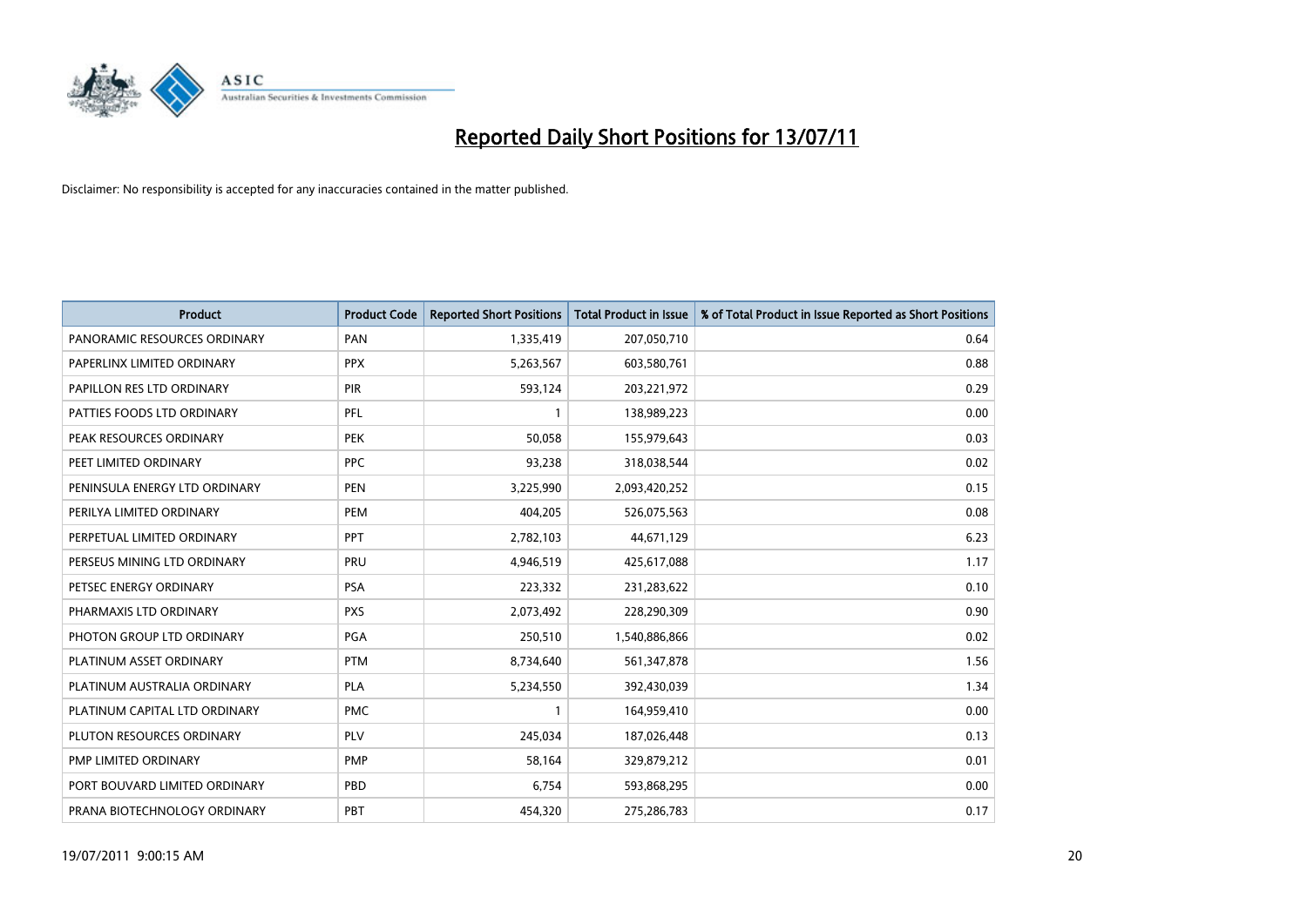# Reported Daily Short Positions for 13/07/11

Disclaimer: No responsibility is accepted for any inaccuracies contained in the matter published.

| Product | Product Code | Reported Short Positions | Total Product in Issue | % of Total Product in Issue Reported as Short Positions |
|---|---|---|---|---|
| PANORAMIC RESOURCES ORDINARY | PAN | 1,335,419 | 207,050,710 | 0.64 |
| PAPERLINX LIMITED ORDINARY | PPX | 5,263,567 | 603,580,761 | 0.88 |
| PAPILLON RES LTD ORDINARY | PIR | 593,124 | 203,221,972 | 0.29 |
| PATTIES FOODS LTD ORDINARY | PFL | 1 | 138,989,223 | 0.00 |
| PEAK RESOURCES ORDINARY | PEK | 50,058 | 155,979,643 | 0.03 |
| PEET LIMITED ORDINARY | PPC | 93,238 | 318,038,544 | 0.02 |
| PENINSULA ENERGY LTD ORDINARY | PEN | 3,225,990 | 2,093,420,252 | 0.15 |
| PERILYA LIMITED ORDINARY | PEM | 404,205 | 526,075,563 | 0.08 |
| PERPETUAL LIMITED ORDINARY | PPT | 2,782,103 | 44,671,129 | 6.23 |
| PERSEUS MINING LTD ORDINARY | PRU | 4,946,519 | 425,617,088 | 1.17 |
| PETSEC ENERGY ORDINARY | PSA | 223,332 | 231,283,622 | 0.10 |
| PHARMAXIS LTD ORDINARY | PXS | 2,073,492 | 228,290,309 | 0.90 |
| PHOTON GROUP LTD ORDINARY | PGA | 250,510 | 1,540,886,866 | 0.02 |
| PLATINUM ASSET ORDINARY | PTM | 8,734,640 | 561,347,878 | 1.56 |
| PLATINUM AUSTRALIA ORDINARY | PLA | 5,234,550 | 392,430,039 | 1.34 |
| PLATINUM CAPITAL LTD ORDINARY | PMC | 1 | 164,959,410 | 0.00 |
| PLUTON RESOURCES ORDINARY | PLV | 245,034 | 187,026,448 | 0.13 |
| PMP LIMITED ORDINARY | PMP | 58,164 | 329,879,212 | 0.01 |
| PORT BOUVARD LIMITED ORDINARY | PBD | 6,754 | 593,868,295 | 0.00 |
| PRANA BIOTECHNOLOGY ORDINARY | PBT | 454,320 | 275,286,783 | 0.17 |

19/07/2011 9:00:15 AM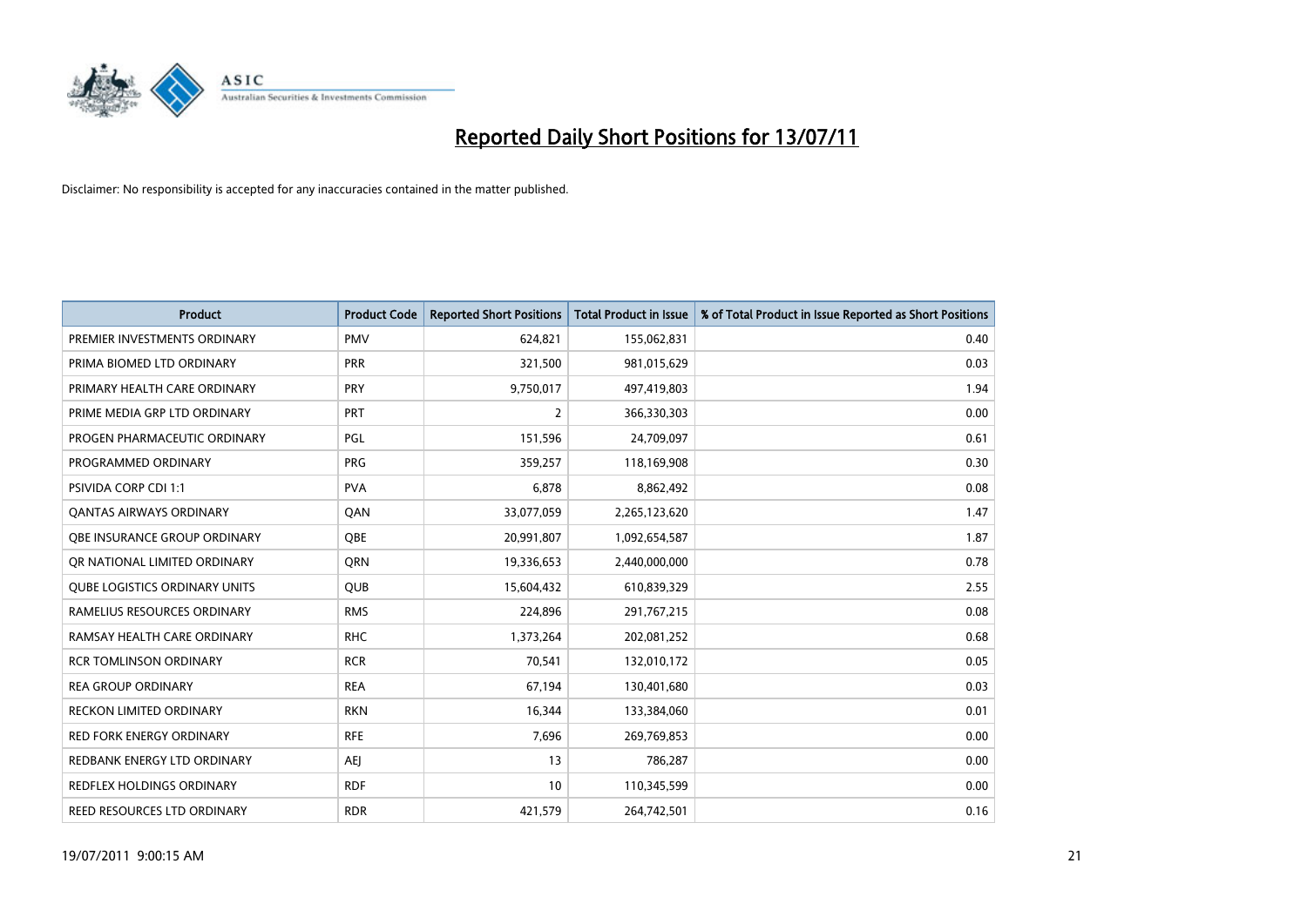# Reported Daily Short Positions for 13/07/11

Disclaimer: No responsibility is accepted for any inaccuracies contained in the matter published.

| Product | Product Code | Reported Short Positions | Total Product in Issue | % of Total Product in Issue Reported as Short Positions |
|---|---|---|---|---|
| PREMIER INVESTMENTS ORDINARY | PMV | 624,821 | 155,062,831 | 0.40 |
| PRIMA BIOMED LTD ORDINARY | PRR | 321,500 | 981,015,629 | 0.03 |
| PRIMARY HEALTH CARE ORDINARY | PRY | 9,750,017 | 497,419,803 | 1.94 |
| PRIME MEDIA GRP LTD ORDINARY | PRT | 2 | 366,330,303 | 0.00 |
| PROGEN PHARMACEUTIC ORDINARY | PGL | 151,596 | 24,709,097 | 0.61 |
| PROGRAMMED ORDINARY | PRG | 359,257 | 118,169,908 | 0.30 |
| PSIVIDA CORP CDI 1:1 | PVA | 6,878 | 8,862,492 | 0.08 |
| QANTAS AIRWAYS ORDINARY | QAN | 33,077,059 | 2,265,123,620 | 1.47 |
| QBE INSURANCE GROUP ORDINARY | QBE | 20,991,807 | 1,092,654,587 | 1.87 |
| QR NATIONAL LIMITED ORDINARY | QRN | 19,336,653 | 2,440,000,000 | 0.78 |
| QUBE LOGISTICS ORDINARY UNITS | QUB | 15,604,432 | 610,839,329 | 2.55 |
| RAMELIUS RESOURCES ORDINARY | RMS | 224,896 | 291,767,215 | 0.08 |
| RAMSAY HEALTH CARE ORDINARY | RHC | 1,373,264 | 202,081,252 | 0.68 |
| RCR TOMLINSON ORDINARY | RCR | 70,541 | 132,010,172 | 0.05 |
| REA GROUP ORDINARY | REA | 67,194 | 130,401,680 | 0.03 |
| RECKON LIMITED ORDINARY | RKN | 16,344 | 133,384,060 | 0.01 |
| RED FORK ENERGY ORDINARY | RFE | 7,696 | 269,769,853 | 0.00 |
| REDBANK ENERGY LTD ORDINARY | AEJ | 13 | 786,287 | 0.00 |
| REDFLEX HOLDINGS ORDINARY | RDF | 10 | 110,345,599 | 0.00 |
| REED RESOURCES LTD ORDINARY | RDR | 421,579 | 264,742,501 | 0.16 |

19/07/2011 9:00:15 AM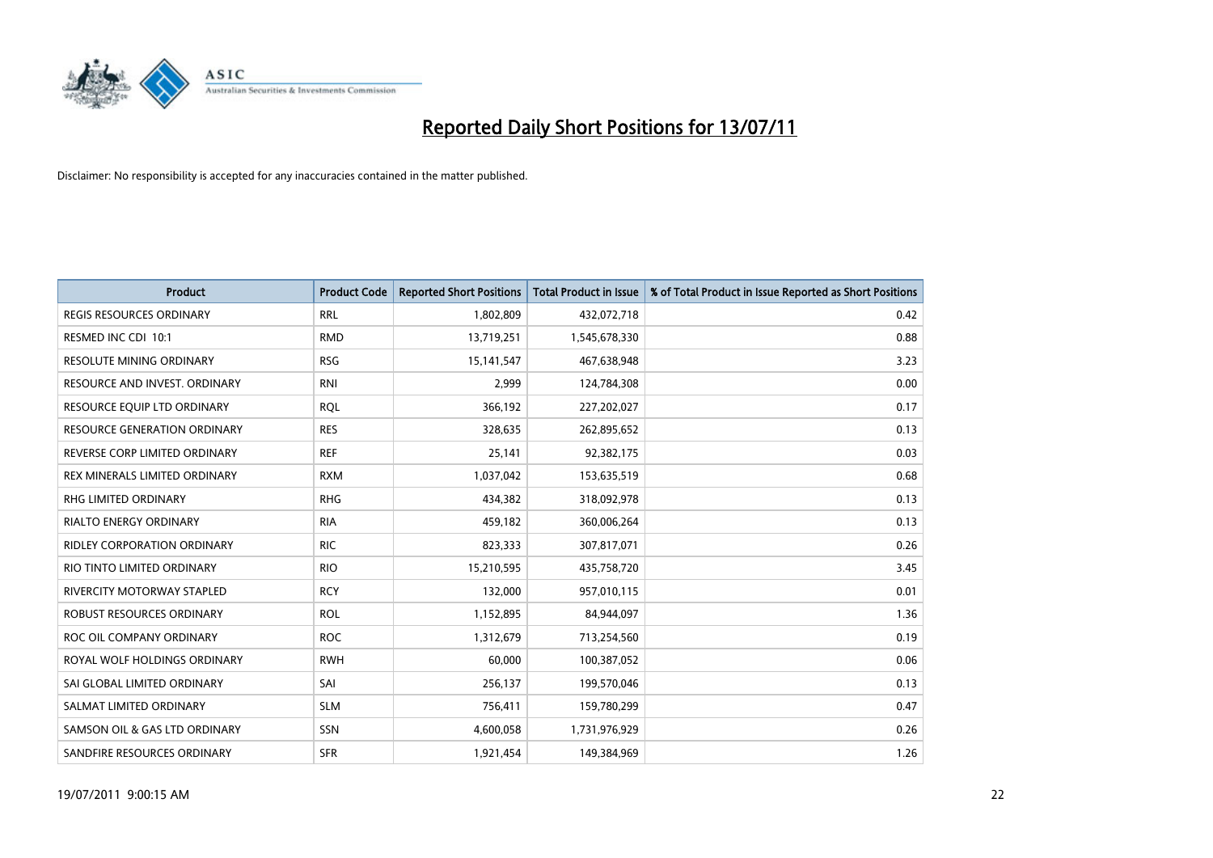# Reported Daily Short Positions for 13/07/11

Disclaimer: No responsibility is accepted for any inaccuracies contained in the matter published.

| Product | Product Code | Reported Short Positions | Total Product in Issue | % of Total Product in Issue Reported as Short Positions |
| --- | --- | --- | --- | --- |
| REGIS RESOURCES ORDINARY | RRL | 1,802,809 | 432,072,718 | 0.42 |
| RESMED INC CDI 10:1 | RMD | 13,719,251 | 1,545,678,330 | 0.88 |
| RESOLUTE MINING ORDINARY | RSG | 15,141,547 | 467,638,948 | 3.23 |
| RESOURCE AND INVEST. ORDINARY | RNI | 2,999 | 124,784,308 | 0.00 |
| RESOURCE EQUIP LTD ORDINARY | RQL | 366,192 | 227,202,027 | 0.17 |
| RESOURCE GENERATION ORDINARY | RES | 328,635 | 262,895,652 | 0.13 |
| REVERSE CORP LIMITED ORDINARY | REF | 25,141 | 92,382,175 | 0.03 |
| REX MINERALS LIMITED ORDINARY | RXM | 1,037,042 | 153,635,519 | 0.68 |
| RHG LIMITED ORDINARY | RHG | 434,382 | 318,092,978 | 0.13 |
| RIALTO ENERGY ORDINARY | RIA | 459,182 | 360,006,264 | 0.13 |
| RIDLEY CORPORATION ORDINARY | RIC | 823,333 | 307,817,071 | 0.26 |
| RIO TINTO LIMITED ORDINARY | RIO | 15,210,595 | 435,758,720 | 3.45 |
| RIVERCITY MOTORWAY STAPLED | RCY | 132,000 | 957,010,115 | 0.01 |
| ROBUST RESOURCES ORDINARY | ROL | 1,152,895 | 84,944,097 | 1.36 |
| ROC OIL COMPANY ORDINARY | ROC | 1,312,679 | 713,254,560 | 0.19 |
| ROYAL WOLF HOLDINGS ORDINARY | RWH | 60,000 | 100,387,052 | 0.06 |
| SAI GLOBAL LIMITED ORDINARY | SAI | 256,137 | 199,570,046 | 0.13 |
| SALMAT LIMITED ORDINARY | SLM | 756,411 | 159,780,299 | 0.47 |
| SAMSON OIL & GAS LTD ORDINARY | SSN | 4,600,058 | 1,731,976,929 | 0.26 |
| SANDFIRE RESOURCES ORDINARY | SFR | 1,921,454 | 149,384,969 | 1.26 |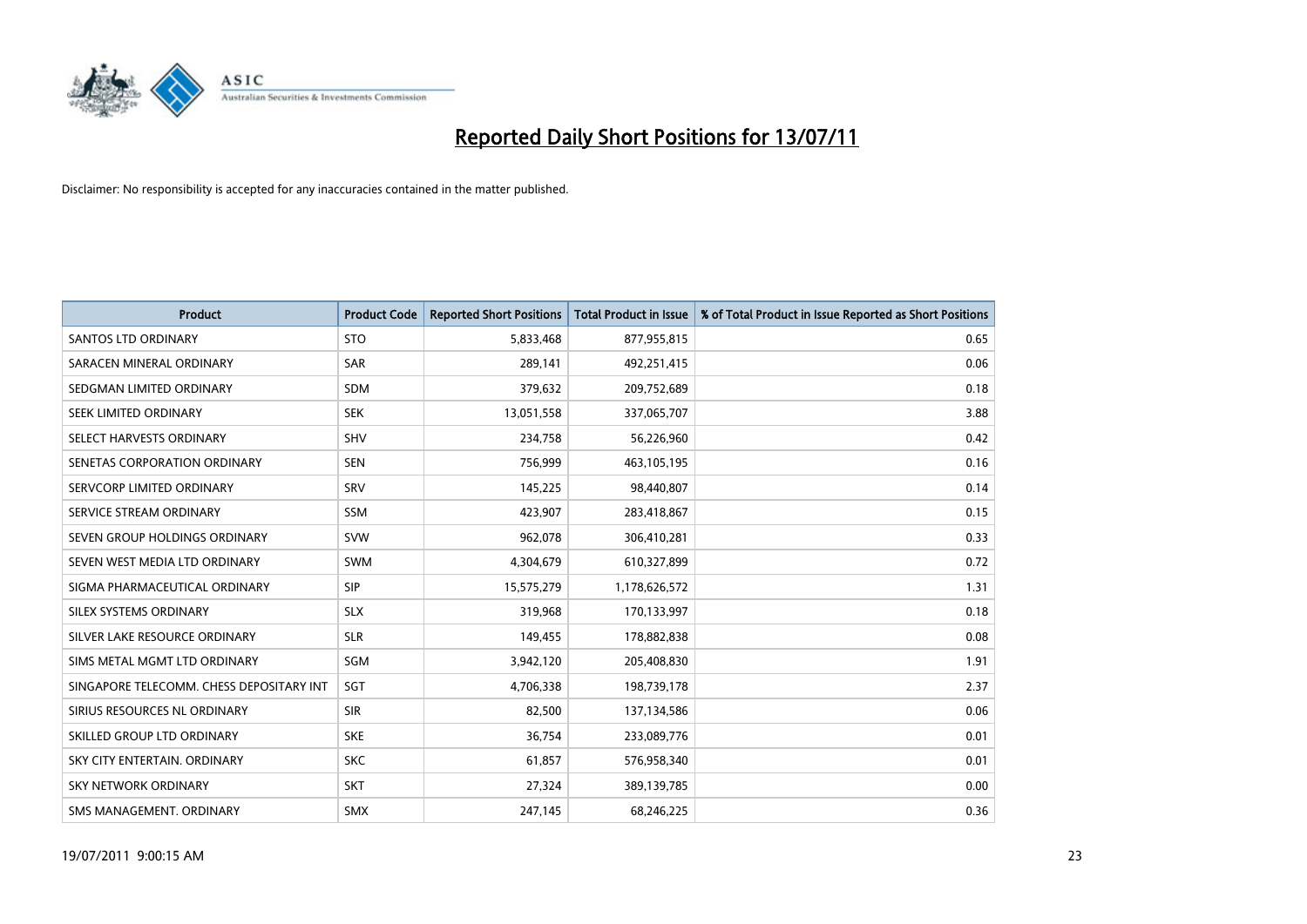# Reported Daily Short Positions for 13/07/11

Disclaimer: No responsibility is accepted for any inaccuracies contained in the matter published.

| Product | Product Code | Reported Short Positions | Total Product in Issue | % of Total Product in Issue Reported as Short Positions |
|---|---|---|---|---|
| SANTOS LTD ORDINARY | STO | 5,833,468 | 877,955,815 | 0.65 |
| SARACEN MINERAL ORDINARY | SAR | 289,141 | 492,251,415 | 0.06 |
| SEDGMAN LIMITED ORDINARY | SDM | 379,632 | 209,752,689 | 0.18 |
| SEEK LIMITED ORDINARY | SEK | 13,051,558 | 337,065,707 | 3.88 |
| SELECT HARVESTS ORDINARY | SHV | 234,758 | 56,226,960 | 0.42 |
| SENETAS CORPORATION ORDINARY | SEN | 756,999 | 463,105,195 | 0.16 |
| SERVCORP LIMITED ORDINARY | SRV | 145,225 | 98,440,807 | 0.14 |
| SERVICE STREAM ORDINARY | SSM | 423,907 | 283,418,867 | 0.15 |
| SEVEN GROUP HOLDINGS ORDINARY | SVW | 962,078 | 306,410,281 | 0.33 |
| SEVEN WEST MEDIA LTD ORDINARY | SWM | 4,304,679 | 610,327,899 | 0.72 |
| SIGMA PHARMACEUTICAL ORDINARY | SIP | 15,575,279 | 1,178,626,572 | 1.31 |
| SILEX SYSTEMS ORDINARY | SLX | 319,968 | 170,133,997 | 0.18 |
| SILVER LAKE RESOURCE ORDINARY | SLR | 149,455 | 178,882,838 | 0.08 |
| SIMS METAL MGMT LTD ORDINARY | SGM | 3,942,120 | 205,408,830 | 1.91 |
| SINGAPORE TELECOMM. CHESS DEPOSITARY INT | SGT | 4,706,338 | 198,739,178 | 2.37 |
| SIRIUS RESOURCES NL ORDINARY | SIR | 82,500 | 137,134,586 | 0.06 |
| SKILLED GROUP LTD ORDINARY | SKE | 36,754 | 233,089,776 | 0.01 |
| SKY CITY ENTERTAIN. ORDINARY | SKC | 61,857 | 576,958,340 | 0.01 |
| SKY NETWORK ORDINARY | SKT | 27,324 | 389,139,785 | 0.00 |
| SMS MANAGEMENT. ORDINARY | SMX | 247,145 | 68,246,225 | 0.36 |

19/07/2011 9:00:15 AM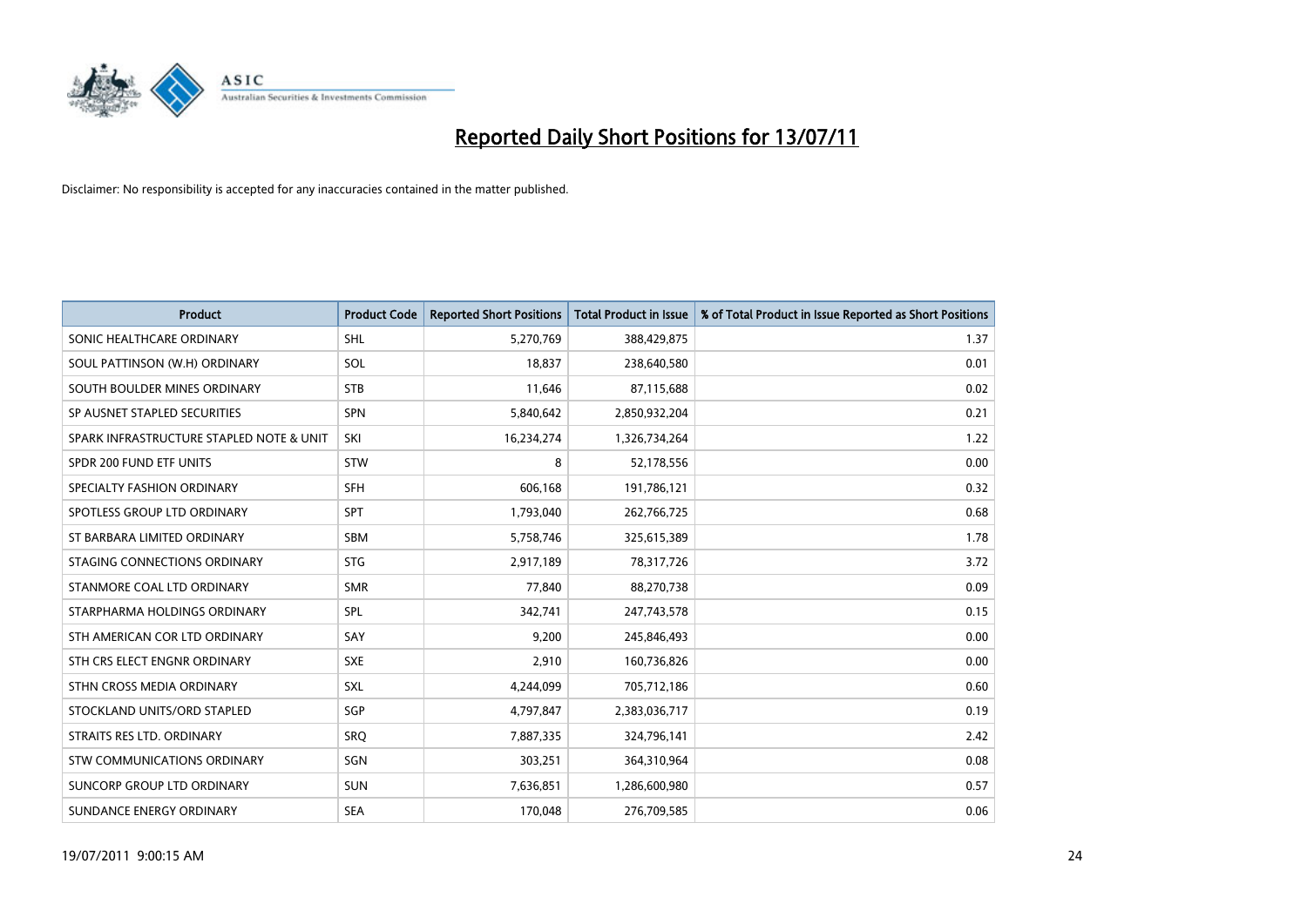# Reported Daily Short Positions for 13/07/11

Disclaimer: No responsibility is accepted for any inaccuracies contained in the matter published.

| Product | Product Code | Reported Short Positions | Total Product in Issue | % of Total Product in Issue Reported as Short Positions |
|---|---|---|---|---|
| SONIC HEALTHCARE ORDINARY | SHL | 5,270,769 | 388,429,875 | 1.37 |
| SOUL PATTINSON (W.H) ORDINARY | SOL | 18,837 | 238,640,580 | 0.01 |
| SOUTH BOULDER MINES ORDINARY | STB | 11,646 | 87,115,688 | 0.02 |
| SP AUSNET STAPLED SECURITIES | SPN | 5,840,642 | 2,850,932,204 | 0.21 |
| SPARK INFRASTRUCTURE STAPLED NOTE & UNIT | SKI | 16,234,274 | 1,326,734,264 | 1.22 |
| SPDR 200 FUND ETF UNITS | STW | 8 | 52,178,556 | 0.00 |
| SPECIALTY FASHION ORDINARY | SFH | 606,168 | 191,786,121 | 0.32 |
| SPOTLESS GROUP LTD ORDINARY | SPT | 1,793,040 | 262,766,725 | 0.68 |
| ST BARBARA LIMITED ORDINARY | SBM | 5,758,746 | 325,615,389 | 1.78 |
| STAGING CONNECTIONS ORDINARY | STG | 2,917,189 | 78,317,726 | 3.72 |
| STANMORE COAL LTD ORDINARY | SMR | 77,840 | 88,270,738 | 0.09 |
| STARPHARMA HOLDINGS ORDINARY | SPL | 342,741 | 247,743,578 | 0.15 |
| STH AMERICAN COR LTD ORDINARY | SAY | 9,200 | 245,846,493 | 0.00 |
| STH CRS ELECT ENGNR ORDINARY | SXE | 2,910 | 160,736,826 | 0.00 |
| STHN CROSS MEDIA ORDINARY | SXL | 4,244,099 | 705,712,186 | 0.60 |
| STOCKLAND UNITS/ORD STAPLED | SGP | 4,797,847 | 2,383,036,717 | 0.19 |
| STRAITS RES LTD. ORDINARY | SRQ | 7,887,335 | 324,796,141 | 2.42 |
| STW COMMUNICATIONS ORDINARY | SGN | 303,251 | 364,310,964 | 0.08 |
| SUNCORP GROUP LTD ORDINARY | SUN | 7,636,851 | 1,286,600,980 | 0.57 |
| SUNDANCE ENERGY ORDINARY | SEA | 170,048 | 276,709,585 | 0.06 |

19/07/2011 9:00:15 AM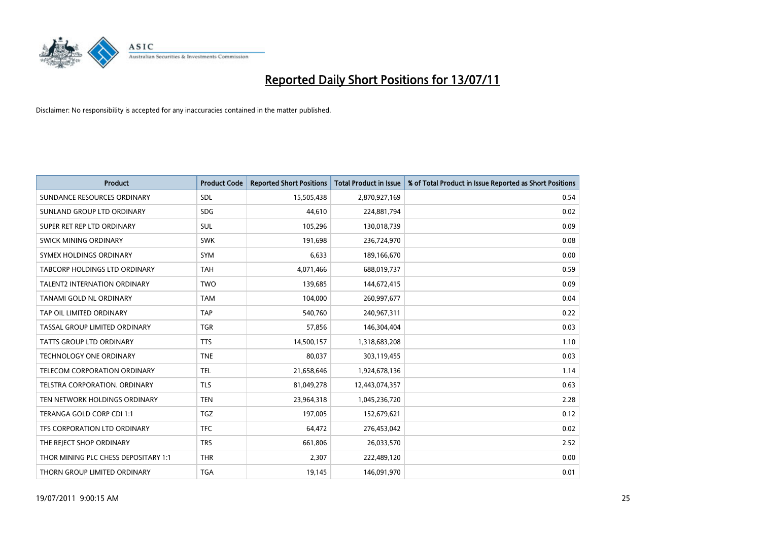# Reported Daily Short Positions for 13/07/11

Disclaimer: No responsibility is accepted for any inaccuracies contained in the matter published.

| Product | Product Code | Reported Short Positions | Total Product in Issue | % of Total Product in Issue Reported as Short Positions |
|---|---|---|---|---|
| SUNDANCE RESOURCES ORDINARY | SDL | 15,505,438 | 2,870,927,169 | 0.54 |
| SUNLAND GROUP LTD ORDINARY | SDG | 44,610 | 224,881,794 | 0.02 |
| SUPER RET REP LTD ORDINARY | SUL | 105,296 | 130,018,739 | 0.09 |
| SWICK MINING ORDINARY | SWK | 191,698 | 236,724,970 | 0.08 |
| SYMEX HOLDINGS ORDINARY | SYM | 6,633 | 189,166,670 | 0.00 |
| TABCORP HOLDINGS LTD ORDINARY | TAH | 4,071,466 | 688,019,737 | 0.59 |
| TALENT2 INTERNATION ORDINARY | TWO | 139,685 | 144,672,415 | 0.09 |
| TANAMI GOLD NL ORDINARY | TAM | 104,000 | 260,997,677 | 0.04 |
| TAP OIL LIMITED ORDINARY | TAP | 540,760 | 240,967,311 | 0.22 |
| TASSAL GROUP LIMITED ORDINARY | TGR | 57,856 | 146,304,404 | 0.03 |
| TATTS GROUP LTD ORDINARY | TTS | 14,500,157 | 1,318,683,208 | 1.10 |
| TECHNOLOGY ONE ORDINARY | TNE | 80,037 | 303,119,455 | 0.03 |
| TELECOM CORPORATION ORDINARY | TEL | 21,658,646 | 1,924,678,136 | 1.14 |
| TELSTRA CORPORATION. ORDINARY | TLS | 81,049,278 | 12,443,074,357 | 0.63 |
| TEN NETWORK HOLDINGS ORDINARY | TEN | 23,964,318 | 1,045,236,720 | 2.28 |
| TERANGA GOLD CORP CDI 1:1 | TGZ | 197,005 | 152,679,621 | 0.12 |
| TFS CORPORATION LTD ORDINARY | TFC | 64,472 | 276,453,042 | 0.02 |
| THE REJECT SHOP ORDINARY | TRS | 661,806 | 26,033,570 | 2.52 |
| THOR MINING PLC CHESS DEPOSITARY 1:1 | THR | 2,307 | 222,489,120 | 0.00 |
| THORN GROUP LIMITED ORDINARY | TGA | 19,145 | 146,091,970 | 0.01 |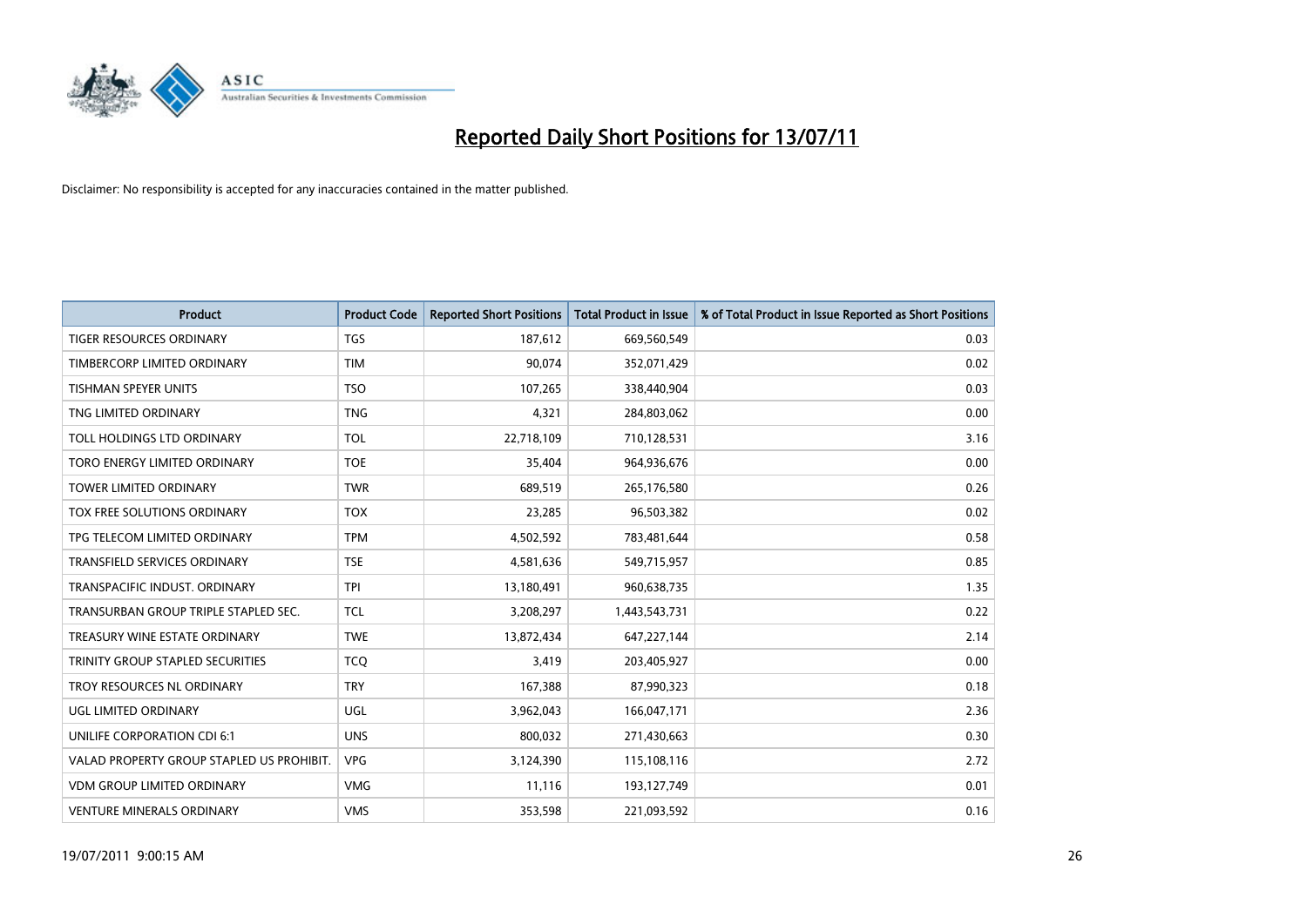# Reported Daily Short Positions for 13/07/11

Disclaimer: No responsibility is accepted for any inaccuracies contained in the matter published.

| Product | Product Code | Reported Short Positions | Total Product in Issue | % of Total Product in Issue Reported as Short Positions |
|---|---|---|---|---|
| TIGER RESOURCES ORDINARY | TGS | 187,612 | 669,560,549 | 0.03 |
| TIMBERCORP LIMITED ORDINARY | TIM | 90,074 | 352,071,429 | 0.02 |
| TISHMAN SPEYER UNITS | TSO | 107,265 | 338,440,904 | 0.03 |
| TNG LIMITED ORDINARY | TNG | 4,321 | 284,803,062 | 0.00 |
| TOLL HOLDINGS LTD ORDINARY | TOL | 22,718,109 | 710,128,531 | 3.16 |
| TORO ENERGY LIMITED ORDINARY | TOE | 35,404 | 964,936,676 | 0.00 |
| TOWER LIMITED ORDINARY | TWR | 689,519 | 265,176,580 | 0.26 |
| TOX FREE SOLUTIONS ORDINARY | TOX | 23,285 | 96,503,382 | 0.02 |
| TPG TELECOM LIMITED ORDINARY | TPM | 4,502,592 | 783,481,644 | 0.58 |
| TRANSFIELD SERVICES ORDINARY | TSE | 4,581,636 | 549,715,957 | 0.85 |
| TRANSPACIFIC INDUST. ORDINARY | TPI | 13,180,491 | 960,638,735 | 1.35 |
| TRANSURBAN GROUP TRIPLE STAPLED SEC. | TCL | 3,208,297 | 1,443,543,731 | 0.22 |
| TREASURY WINE ESTATE ORDINARY | TWE | 13,872,434 | 647,227,144 | 2.14 |
| TRINITY GROUP STAPLED SECURITIES | TCQ | 3,419 | 203,405,927 | 0.00 |
| TROY RESOURCES NL ORDINARY | TRY | 167,388 | 87,990,323 | 0.18 |
| UGL LIMITED ORDINARY | UGL | 3,962,043 | 166,047,171 | 2.36 |
| UNILIFE CORPORATION CDI 6:1 | UNS | 800,032 | 271,430,663 | 0.30 |
| VALAD PROPERTY GROUP STAPLED US PROHIBIT. | VPG | 3,124,390 | 115,108,116 | 2.72 |
| VDM GROUP LIMITED ORDINARY | VMG | 11,116 | 193,127,749 | 0.01 |
| VENTURE MINERALS ORDINARY | VMS | 353,598 | 221,093,592 | 0.16 |

19/07/2011 9:00:15 AM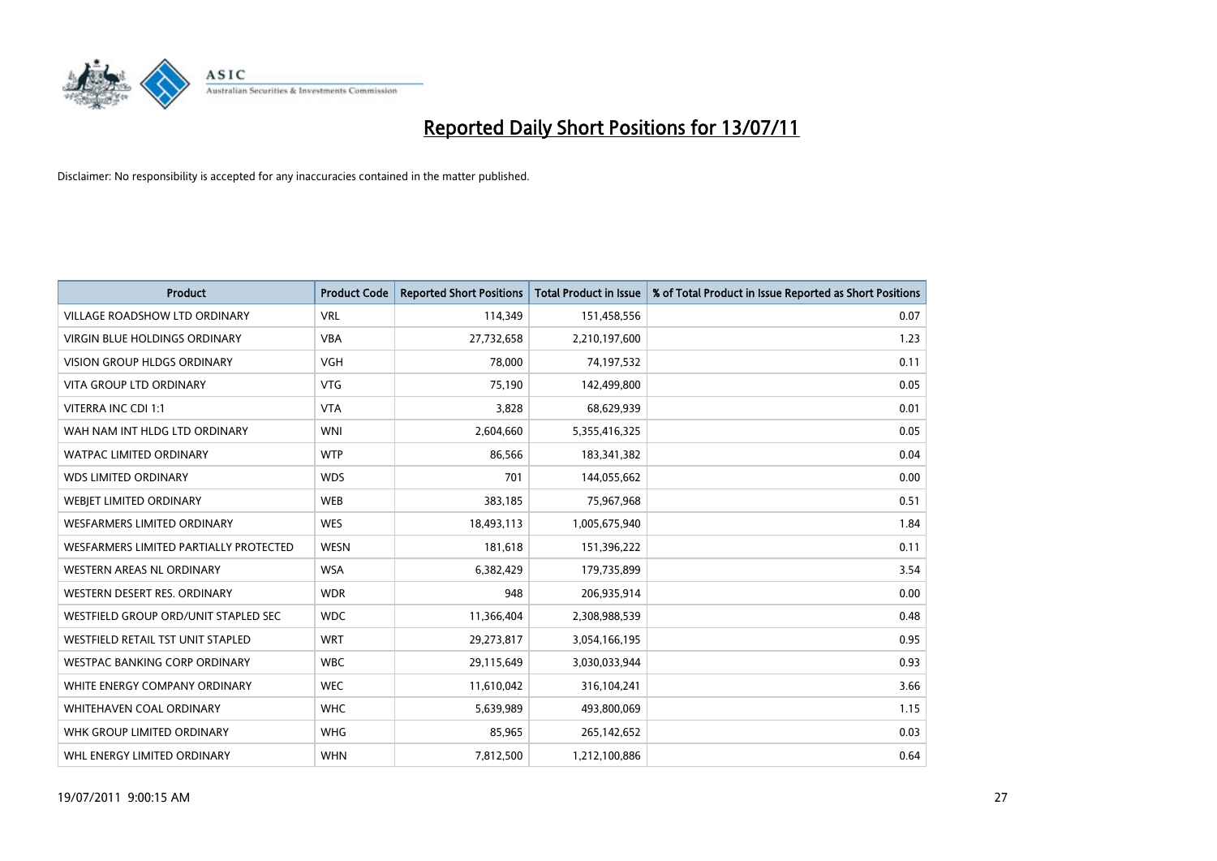# Reported Daily Short Positions for 13/07/11

Disclaimer: No responsibility is accepted for any inaccuracies contained in the matter published.

| Product | Product Code | Reported Short Positions | Total Product in Issue | % of Total Product in Issue Reported as Short Positions |
| --- | --- | --- | --- | --- |
| VILLAGE ROADSHOW LTD ORDINARY | VRL | 114,349 | 151,458,556 | 0.07 |
| VIRGIN BLUE HOLDINGS ORDINARY | VBA | 27,732,658 | 2,210,197,600 | 1.23 |
| VISION GROUP HLDGS ORDINARY | VGH | 78,000 | 74,197,532 | 0.11 |
| VITA GROUP LTD ORDINARY | VTG | 75,190 | 142,499,800 | 0.05 |
| VITERRA INC CDI 1:1 | VTA | 3,828 | 68,629,939 | 0.01 |
| WAH NAM INT HLDG LTD ORDINARY | WNI | 2,604,660 | 5,355,416,325 | 0.05 |
| WATPAC LIMITED ORDINARY | WTP | 86,566 | 183,341,382 | 0.04 |
| WDS LIMITED ORDINARY | WDS | 701 | 144,055,662 | 0.00 |
| WEBJET LIMITED ORDINARY | WEB | 383,185 | 75,967,968 | 0.51 |
| WESFARMERS LIMITED ORDINARY | WES | 18,493,113 | 1,005,675,940 | 1.84 |
| WESFARMERS LIMITED PARTIALLY PROTECTED | WESN | 181,618 | 151,396,222 | 0.11 |
| WESTERN AREAS NL ORDINARY | WSA | 6,382,429 | 179,735,899 | 3.54 |
| WESTERN DESERT RES. ORDINARY | WDR | 948 | 206,935,914 | 0.00 |
| WESTFIELD GROUP ORD/UNIT STAPLED SEC | WDC | 11,366,404 | 2,308,988,539 | 0.48 |
| WESTFIELD RETAIL TST UNIT STAPLED | WRT | 29,273,817 | 3,054,166,195 | 0.95 |
| WESTPAC BANKING CORP ORDINARY | WBC | 29,115,649 | 3,030,033,944 | 0.93 |
| WHITE ENERGY COMPANY ORDINARY | WEC | 11,610,042 | 316,104,241 | 3.66 |
| WHITEHAVEN COAL ORDINARY | WHC | 5,639,989 | 493,800,069 | 1.15 |
| WHK GROUP LIMITED ORDINARY | WHG | 85,965 | 265,142,652 | 0.03 |
| WHL ENERGY LIMITED ORDINARY | WHN | 7,812,500 | 1,212,100,886 | 0.64 |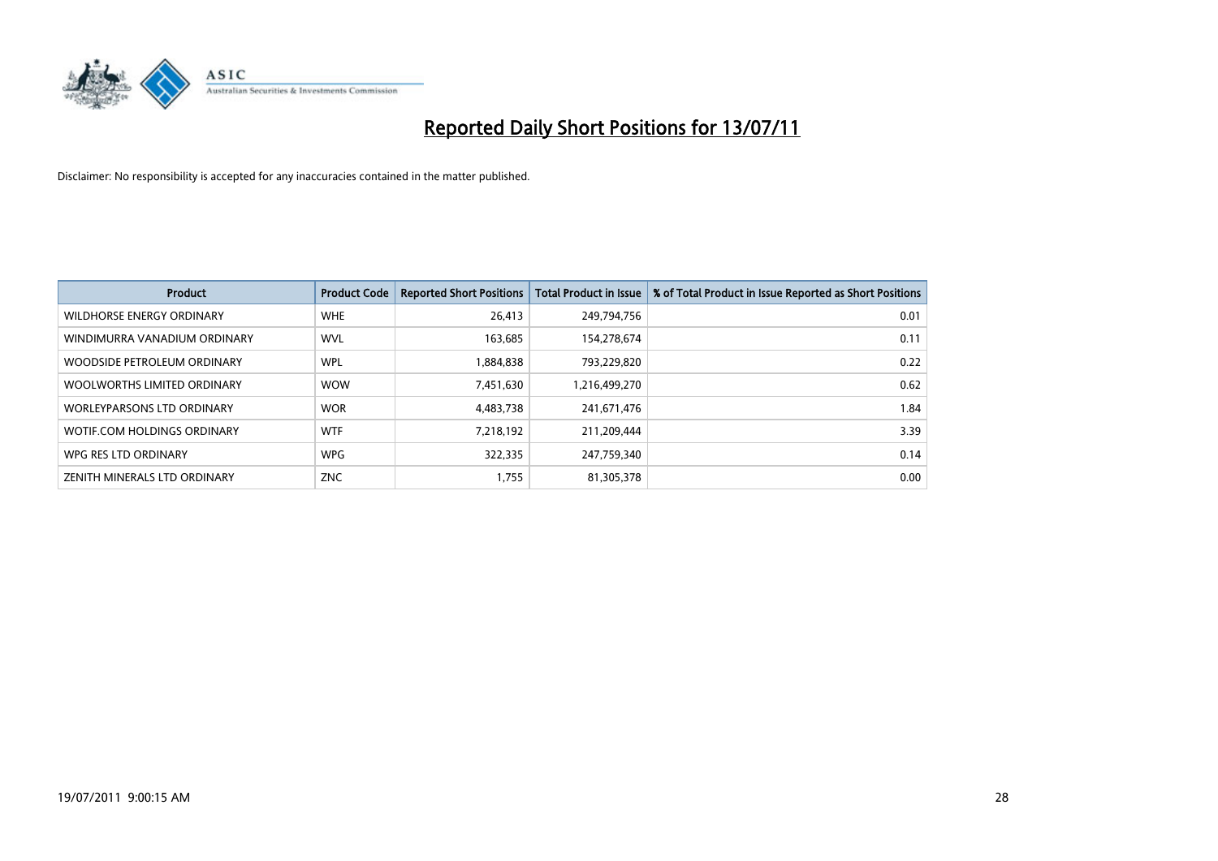# Reported Daily Short Positions for 13/07/11

Disclaimer: No responsibility is accepted for any inaccuracies contained in the matter published.

| Product | Product Code | Reported Short Positions | Total Product in Issue | % of Total Product in Issue Reported as Short Positions |
| --- | --- | --- | --- | --- |
| WILDHORSE ENERGY ORDINARY | WHE | 26,413 | 249,794,756 | 0.01 |
| WINDIMURRA VANADIUM ORDINARY | WVL | 163,685 | 154,278,674 | 0.11 |
| WOODSIDE PETROLEUM ORDINARY | WPL | 1,884,838 | 793,229,820 | 0.22 |
| WOOLWORTHS LIMITED ORDINARY | WOW | 7,451,630 | 1,216,499,270 | 0.62 |
| WORLEYPARSONS LTD ORDINARY | WOR | 4,483,738 | 241,671,476 | 1.84 |
| WOTIF.COM HOLDINGS ORDINARY | WTF | 7,218,192 | 211,209,444 | 3.39 |
| WPG RES LTD ORDINARY | WPG | 322,335 | 247,759,340 | 0.14 |
| ZENITH MINERALS LTD ORDINARY | ZNC | 1,755 | 81,305,378 | 0.00 |